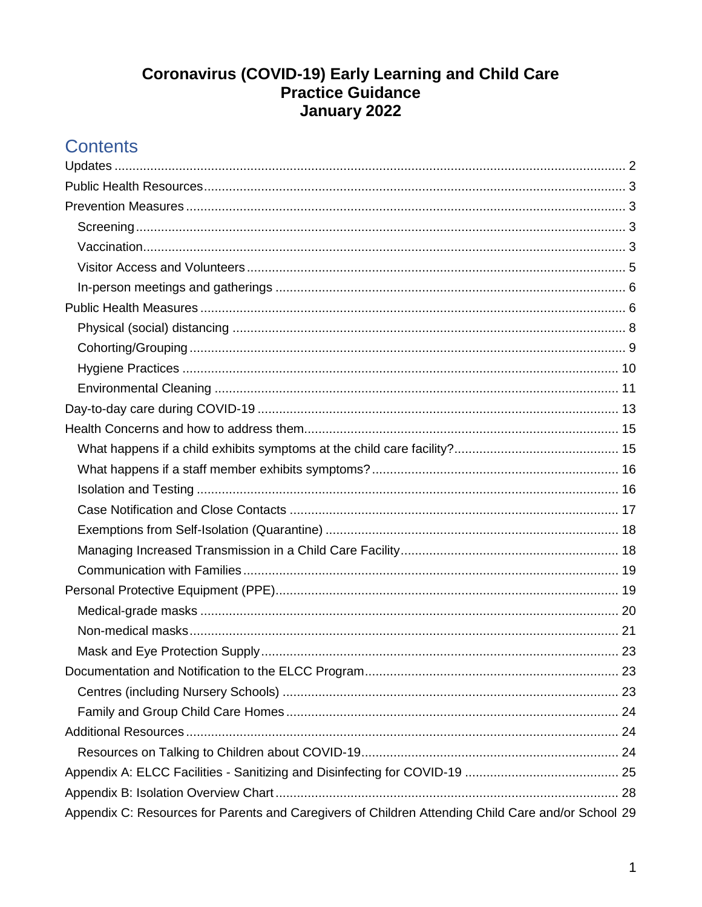# Coronavirus (COVID-19) Early Learning and Child Care Practice Guidance January 2022

## Contents

Updates ........................................................................................................................................ 2
Public Health Resources ................................................................................................................ 3
Prevention Measures ..................................................................................................................... 3
  Screening ................................................................................................................................... 3
  Vaccination ................................................................................................................................ 3
  Visitor Access and Volunteers .................................................................................................... 5
  In-person meetings and gatherings ............................................................................................ 6
Public Health Measures ................................................................................................................. 6
  Physical (social) distancing ........................................................................................................ 8
  Cohorting/Grouping .................................................................................................................... 9
  Hygiene Practices ..................................................................................................................... 10
  Environmental Cleaning ............................................................................................................ 11
Day-to-day care during COVID-19 ................................................................................................ 13
Health Concerns and how to address them ................................................................................... 15
  What happens if a child exhibits symptoms at the child care facility? ......................................... 15
  What happens if a staff member exhibits symptoms? ................................................................ 16
  Isolation and Testing ................................................................................................................. 16
  Case Notification and Close Contacts ........................................................................................ 17
  Exemptions from Self-Isolation (Quarantine) ............................................................................. 18
  Managing Increased Transmission in a Child Care Facility ........................................................ 18
  Communication with Families .................................................................................................... 19
Personal Protective Equipment (PPE) ........................................................................................... 19
  Medical-grade masks ................................................................................................................ 20
  Non-medical masks ................................................................................................................... 21
  Mask and Eye Protection Supply ............................................................................................... 23
Documentation and Notification to the ELCC Program .................................................................. 23
  Centres (including Nursery Schools) ......................................................................................... 23
  Family and Group Child Care Homes ........................................................................................ 24
Additional Resources .................................................................................................................... 24
  Resources on Talking to Children about COVID-19 ................................................................... 24
Appendix A: ELCC Facilities - Sanitizing and Disinfecting for COVID-19 ....................................... 25
Appendix B: Isolation Overview Chart ........................................................................................... 28
Appendix C: Resources for Parents and Caregivers of Children Attending Child Care and/or School 29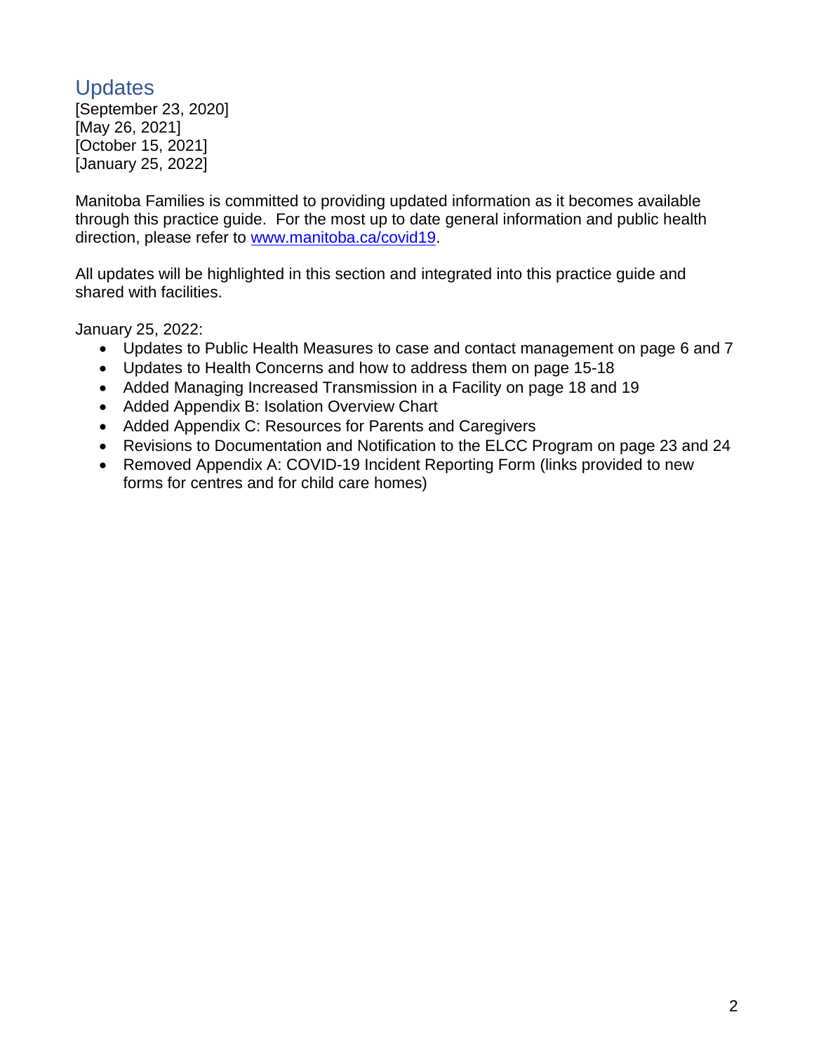## Updates

[September 23, 2020]
[May 26, 2021]
[October 15, 2021]
[January 25, 2022]

Manitoba Families is committed to providing updated information as it becomes available through this practice guide. For the most up to date general information and public health direction, please refer to [www.manitoba.ca/covid19](www.manitoba.ca/covid19).

All updates will be highlighted in this section and integrated into this practice guide and shared with facilities.

January 25, 2022:

- Updates to Public Health Measures to case and contact management on page 6 and 7
- Updates to Health Concerns and how to address them on page 15-18
- Added Managing Increased Transmission in a Facility on page 18 and 19
- Added Appendix B: Isolation Overview Chart
- Added Appendix C: Resources for Parents and Caregivers
- Revisions to Documentation and Notification to the ELCC Program on page 23 and 24
- Removed Appendix A: COVID-19 Incident Reporting Form (links provided to new forms for centres and for child care homes)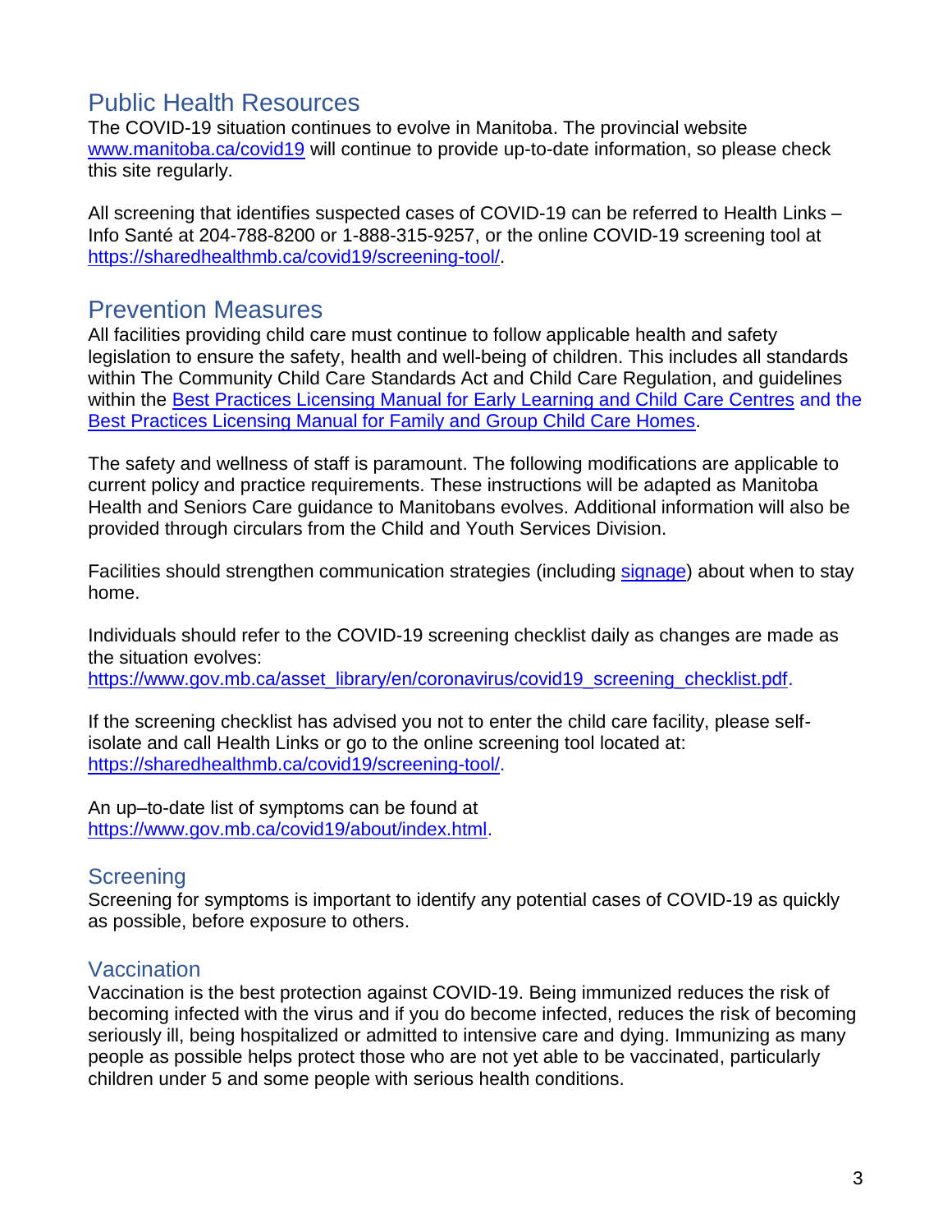## Public Health Resources

The COVID-19 situation continues to evolve in Manitoba. The provincial website [www.manitoba.ca/covid19](www.manitoba.ca/covid19) will continue to provide up-to-date information, so please check this site regularly.

All screening that identifies suspected cases of COVID-19 can be referred to Health Links – Info Santé at 204-788-8200 or 1-888-315-9257, or the online COVID-19 screening tool at [https://sharedhealthmb.ca/covid19/screening-tool/](https://sharedhealthmb.ca/covid19/screening-tool/).

## Prevention Measures

All facilities providing child care must continue to follow applicable health and safety legislation to ensure the safety, health and well-being of children. This includes all standards within The Community Child Care Standards Act and Child Care Regulation, and guidelines within the Best Practices Licensing Manual for Early Learning and Child Care Centres and the Best Practices Licensing Manual for Family and Group Child Care Homes.

The safety and wellness of staff is paramount. The following modifications are applicable to current policy and practice requirements. These instructions will be adapted as Manitoba Health and Seniors Care guidance to Manitobans evolves. Additional information will also be provided through circulars from the Child and Youth Services Division.

Facilities should strengthen communication strategies (including signage) about when to stay home.

Individuals should refer to the COVID-19 screening checklist daily as changes are made as the situation evolves: [https://www.gov.mb.ca/asset_library/en/coronavirus/covid19_screening_checklist.pdf](https://www.gov.mb.ca/asset_library/en/coronavirus/covid19_screening_checklist.pdf).

If the screening checklist has advised you not to enter the child care facility, please self-isolate and call Health Links or go to the online screening tool located at: [https://sharedhealthmb.ca/covid19/screening-tool/](https://sharedhealthmb.ca/covid19/screening-tool/).

An up–to-date list of symptoms can be found at [https://www.gov.mb.ca/covid19/about/index.html](https://www.gov.mb.ca/covid19/about/index.html).

### Screening

Screening for symptoms is important to identify any potential cases of COVID-19 as quickly as possible, before exposure to others.

### Vaccination

Vaccination is the best protection against COVID-19. Being immunized reduces the risk of becoming infected with the virus and if you do become infected, reduces the risk of becoming seriously ill, being hospitalized or admitted to intensive care and dying. Immunizing as many people as possible helps protect those who are not yet able to be vaccinated, particularly children under 5 and some people with serious health conditions.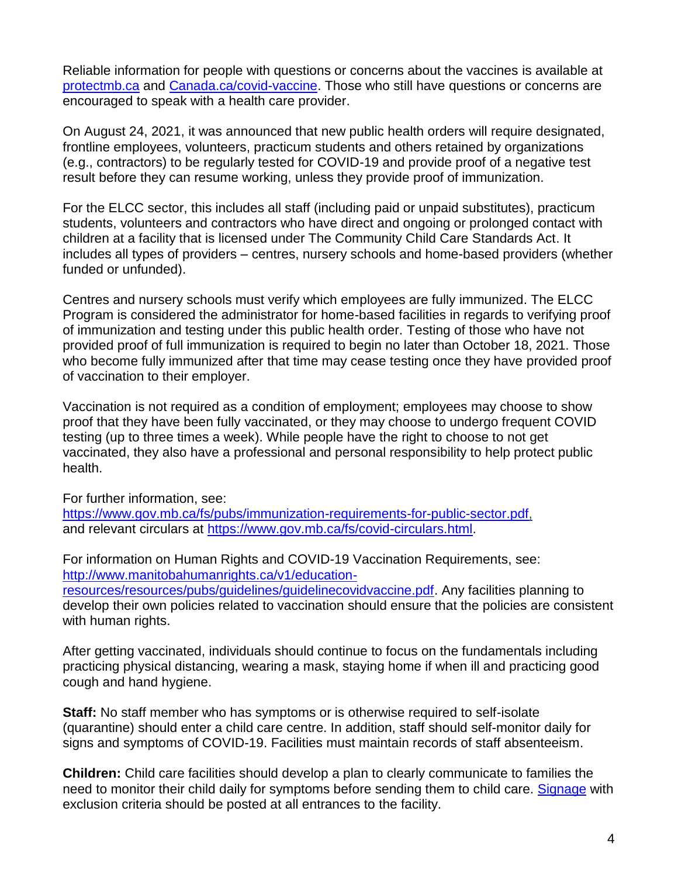Reliable information for people with questions or concerns about the vaccines is available at [protectmb.ca](protectmb.ca) and [Canada.ca/covid-vaccine](Canada.ca/covid-vaccine). Those who still have questions or concerns are encouraged to speak with a health care provider.

On August 24, 2021, it was announced that new public health orders will require designated, frontline employees, volunteers, practicum students and others retained by organizations (e.g., contractors) to be regularly tested for COVID-19 and provide proof of a negative test result before they can resume working, unless they provide proof of immunization.

For the ELCC sector, this includes all staff (including paid or unpaid substitutes), practicum students, volunteers and contractors who have direct and ongoing or prolonged contact with children at a facility that is licensed under The Community Child Care Standards Act. It includes all types of providers – centres, nursery schools and home-based providers (whether funded or unfunded).

Centres and nursery schools must verify which employees are fully immunized. The ELCC Program is considered the administrator for home-based facilities in regards to verifying proof of immunization and testing under this public health order. Testing of those who have not provided proof of full immunization is required to begin no later than October 18, 2021. Those who become fully immunized after that time may cease testing once they have provided proof of vaccination to their employer.

Vaccination is not required as a condition of employment; employees may choose to show proof that they have been fully vaccinated, or they may choose to undergo frequent COVID testing (up to three times a week). While people have the right to choose to not get vaccinated, they also have a professional and personal responsibility to help protect public health.

For further information, see:
https://www.gov.mb.ca/fs/pubs/immunization-requirements-for-public-sector.pdf,
and relevant circulars at https://www.gov.mb.ca/fs/covid-circulars.html.

For information on Human Rights and COVID-19 Vaccination Requirements, see: http://www.manitobahumanrights.ca/v1/education-resources/resources/pubs/guidelines/guidelinecovidvaccine.pdf. Any facilities planning to develop their own policies related to vaccination should ensure that the policies are consistent with human rights.

After getting vaccinated, individuals should continue to focus on the fundamentals including practicing physical distancing, wearing a mask, staying home if when ill and practicing good cough and hand hygiene.

**Staff:** No staff member who has symptoms or is otherwise required to self-isolate (quarantine) should enter a child care centre. In addition, staff should self-monitor daily for signs and symptoms of COVID-19. Facilities must maintain records of staff absenteeism.

**Children:** Child care facilities should develop a plan to clearly communicate to families the need to monitor their child daily for symptoms before sending them to child care. [Signage](Signage) with exclusion criteria should be posted at all entrances to the facility.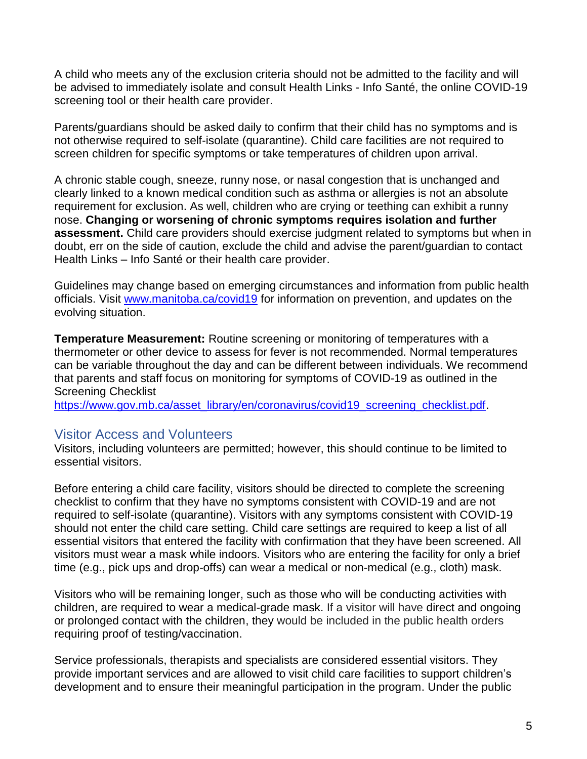A child who meets any of the exclusion criteria should not be admitted to the facility and will be advised to immediately isolate and consult Health Links - Info Santé, the online COVID-19 screening tool or their health care provider.

Parents/guardians should be asked daily to confirm that their child has no symptoms and is not otherwise required to self-isolate (quarantine). Child care facilities are not required to screen children for specific symptoms or take temperatures of children upon arrival.

A chronic stable cough, sneeze, runny nose, or nasal congestion that is unchanged and clearly linked to a known medical condition such as asthma or allergies is not an absolute requirement for exclusion. As well, children who are crying or teething can exhibit a runny nose. **Changing or worsening of chronic symptoms requires isolation and further assessment.** Child care providers should exercise judgment related to symptoms but when in doubt, err on the side of caution, exclude the child and advise the parent/guardian to contact Health Links – Info Santé or their health care provider.

Guidelines may change based on emerging circumstances and information from public health officials. Visit [www.manitoba.ca/covid19](www.manitoba.ca/covid19) for information on prevention, and updates on the evolving situation.

**Temperature Measurement:** Routine screening or monitoring of temperatures with a thermometer or other device to assess for fever is not recommended. Normal temperatures can be variable throughout the day and can be different between individuals. We recommend that parents and staff focus on monitoring for symptoms of COVID-19 as outlined in the Screening Checklist [https://www.gov.mb.ca/asset_library/en/coronavirus/covid19_screening_checklist.pdf](https://www.gov.mb.ca/asset_library/en/coronavirus/covid19_screening_checklist.pdf).

## Visitor Access and Volunteers

Visitors, including volunteers are permitted; however, this should continue to be limited to essential visitors.

Before entering a child care facility, visitors should be directed to complete the screening checklist to confirm that they have no symptoms consistent with COVID-19 and are not required to self-isolate (quarantine). Visitors with any symptoms consistent with COVID-19 should not enter the child care setting. Child care settings are required to keep a list of all essential visitors that entered the facility with confirmation that they have been screened. All visitors must wear a mask while indoors. Visitors who are entering the facility for only a brief time (e.g., pick ups and drop-offs) can wear a medical or non-medical (e.g., cloth) mask.

Visitors who will be remaining longer, such as those who will be conducting activities with children, are required to wear a medical-grade mask. If a visitor will have direct and ongoing or prolonged contact with the children, they would be included in the public health orders requiring proof of testing/vaccination.

Service professionals, therapists and specialists are considered essential visitors. They provide important services and are allowed to visit child care facilities to support children's development and to ensure their meaningful participation in the program. Under the public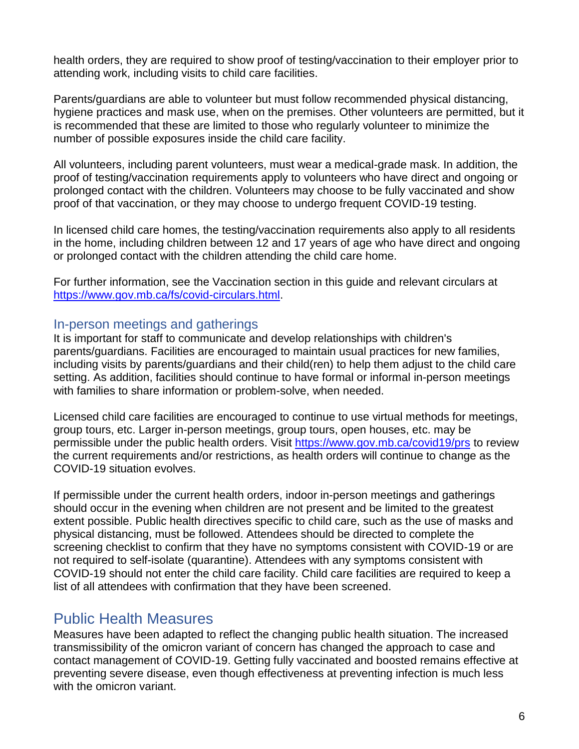health orders, they are required to show proof of testing/vaccination to their employer prior to attending work, including visits to child care facilities.

Parents/guardians are able to volunteer but must follow recommended physical distancing, hygiene practices and mask use, when on the premises. Other volunteers are permitted, but it is recommended that these are limited to those who regularly volunteer to minimize the number of possible exposures inside the child care facility.

All volunteers, including parent volunteers, must wear a medical-grade mask. In addition, the proof of testing/vaccination requirements apply to volunteers who have direct and ongoing or prolonged contact with the children. Volunteers may choose to be fully vaccinated and show proof of that vaccination, or they may choose to undergo frequent COVID-19 testing.

In licensed child care homes, the testing/vaccination requirements also apply to all residents in the home, including children between 12 and 17 years of age who have direct and ongoing or prolonged contact with the children attending the child care home.

For further information, see the Vaccination section in this guide and relevant circulars at https://www.gov.mb.ca/fs/covid-circulars.html.

### In-person meetings and gatherings

It is important for staff to communicate and develop relationships with children's parents/guardians. Facilities are encouraged to maintain usual practices for new families, including visits by parents/guardians and their child(ren) to help them adjust to the child care setting. As addition, facilities should continue to have formal or informal in-person meetings with families to share information or problem-solve, when needed.

Licensed child care facilities are encouraged to continue to use virtual methods for meetings, group tours, etc. Larger in-person meetings, group tours, open houses, etc. may be permissible under the public health orders. Visit https://www.gov.mb.ca/covid19/prs to review the current requirements and/or restrictions, as health orders will continue to change as the COVID-19 situation evolves.

If permissible under the current health orders, indoor in-person meetings and gatherings should occur in the evening when children are not present and be limited to the greatest extent possible. Public health directives specific to child care, such as the use of masks and physical distancing, must be followed. Attendees should be directed to complete the screening checklist to confirm that they have no symptoms consistent with COVID-19 or are not required to self-isolate (quarantine). Attendees with any symptoms consistent with COVID-19 should not enter the child care facility. Child care facilities are required to keep a list of all attendees with confirmation that they have been screened.

## Public Health Measures

Measures have been adapted to reflect the changing public health situation. The increased transmissibility of the omicron variant of concern has changed the approach to case and contact management of COVID-19. Getting fully vaccinated and boosted remains effective at preventing severe disease, even though effectiveness at preventing infection is much less with the omicron variant.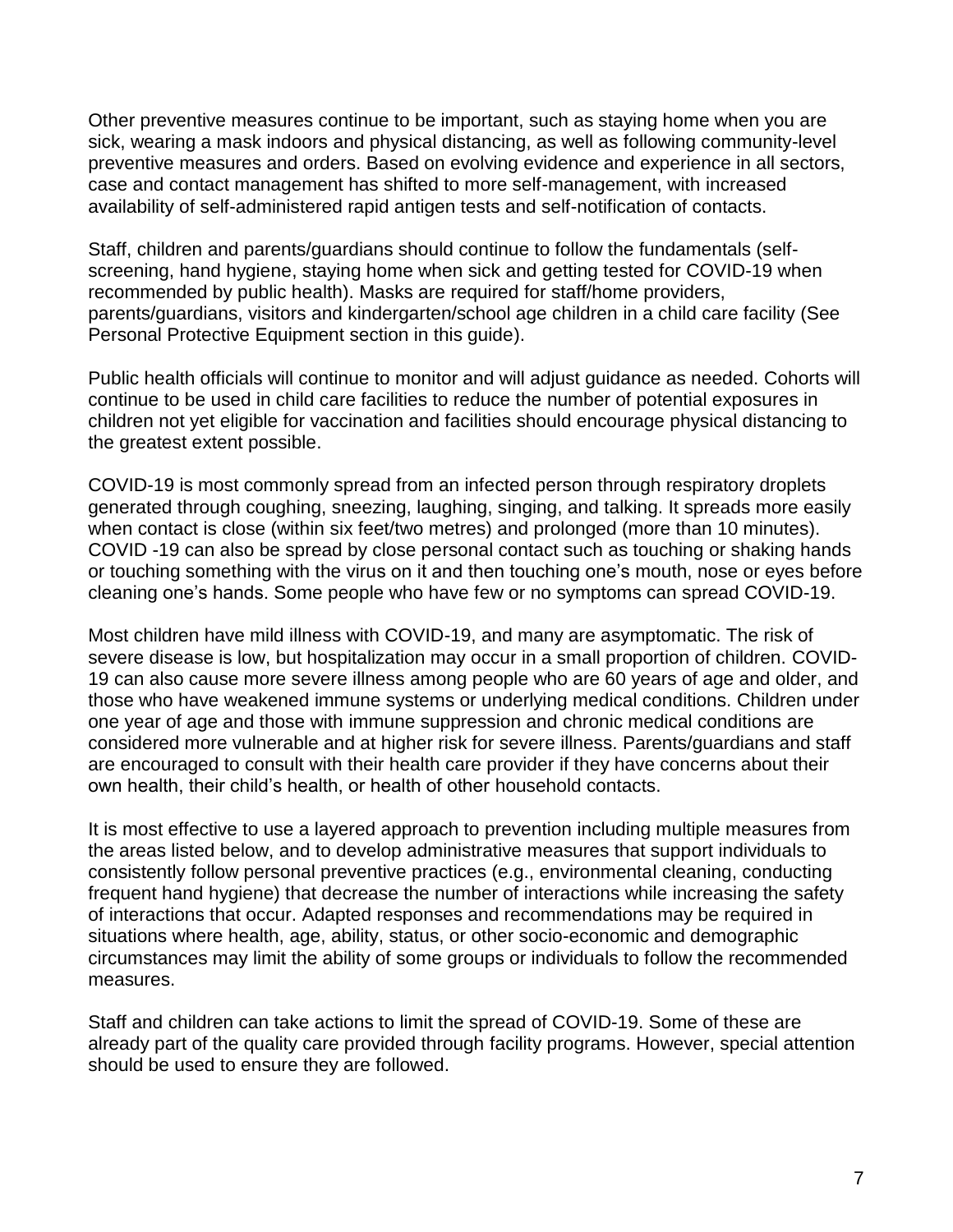Other preventive measures continue to be important, such as staying home when you are sick, wearing a mask indoors and physical distancing, as well as following community-level preventive measures and orders. Based on evolving evidence and experience in all sectors, case and contact management has shifted to more self-management, with increased availability of self-administered rapid antigen tests and self-notification of contacts.

Staff, children and parents/guardians should continue to follow the fundamentals (self-screening, hand hygiene, staying home when sick and getting tested for COVID-19 when recommended by public health). Masks are required for staff/home providers, parents/guardians, visitors and kindergarten/school age children in a child care facility (See Personal Protective Equipment section in this guide).

Public health officials will continue to monitor and will adjust guidance as needed. Cohorts will continue to be used in child care facilities to reduce the number of potential exposures in children not yet eligible for vaccination and facilities should encourage physical distancing to the greatest extent possible.

COVID-19 is most commonly spread from an infected person through respiratory droplets generated through coughing, sneezing, laughing, singing, and talking. It spreads more easily when contact is close (within six feet/two metres) and prolonged (more than 10 minutes). COVID -19 can also be spread by close personal contact such as touching or shaking hands or touching something with the virus on it and then touching one's mouth, nose or eyes before cleaning one's hands. Some people who have few or no symptoms can spread COVID-19.

Most children have mild illness with COVID-19, and many are asymptomatic. The risk of severe disease is low, but hospitalization may occur in a small proportion of children. COVID-19 can also cause more severe illness among people who are 60 years of age and older, and those who have weakened immune systems or underlying medical conditions. Children under one year of age and those with immune suppression and chronic medical conditions are considered more vulnerable and at higher risk for severe illness. Parents/guardians and staff are encouraged to consult with their health care provider if they have concerns about their own health, their child's health, or health of other household contacts.

It is most effective to use a layered approach to prevention including multiple measures from the areas listed below, and to develop administrative measures that support individuals to consistently follow personal preventive practices (e.g., environmental cleaning, conducting frequent hand hygiene) that decrease the number of interactions while increasing the safety of interactions that occur. Adapted responses and recommendations may be required in situations where health, age, ability, status, or other socio-economic and demographic circumstances may limit the ability of some groups or individuals to follow the recommended measures.

Staff and children can take actions to limit the spread of COVID-19. Some of these are already part of the quality care provided through facility programs. However, special attention should be used to ensure they are followed.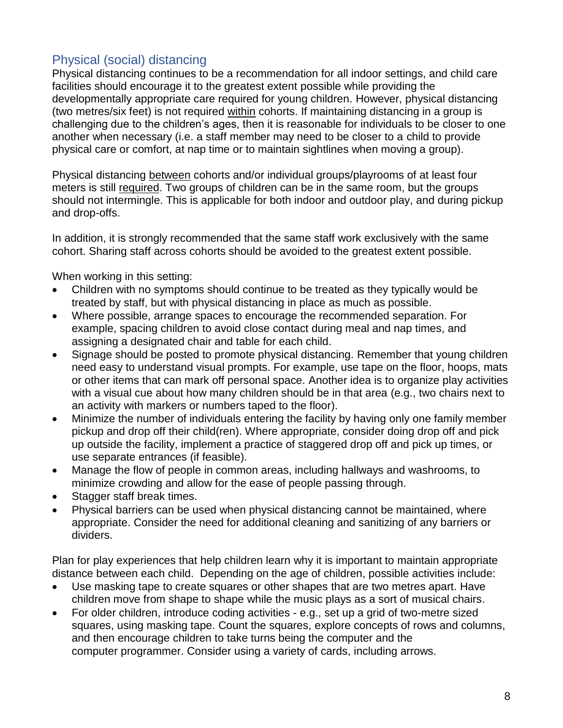## Physical (social) distancing

Physical distancing continues to be a recommendation for all indoor settings, and child care facilities should encourage it to the greatest extent possible while providing the developmentally appropriate care required for young children. However, physical distancing (two metres/six feet) is not required <u>within</u> cohorts. If maintaining distancing in a group is challenging due to the children's ages, then it is reasonable for individuals to be closer to one another when necessary (i.e. a staff member may need to be closer to a child to provide physical care or comfort, at nap time or to maintain sightlines when moving a group).

Physical distancing <u>between</u> cohorts and/or individual groups/playrooms of at least four meters is still <u>required</u>. Two groups of children can be in the same room, but the groups should not intermingle. This is applicable for both indoor and outdoor play, and during pickup and drop-offs.

In addition, it is strongly recommended that the same staff work exclusively with the same cohort. Sharing staff across cohorts should be avoided to the greatest extent possible.

When working in this setting:

- Children with no symptoms should continue to be treated as they typically would be treated by staff, but with physical distancing in place as much as possible.
- Where possible, arrange spaces to encourage the recommended separation. For example, spacing children to avoid close contact during meal and nap times, and assigning a designated chair and table for each child.
- Signage should be posted to promote physical distancing. Remember that young children need easy to understand visual prompts. For example, use tape on the floor, hoops, mats or other items that can mark off personal space. Another idea is to organize play activities with a visual cue about how many children should be in that area (e.g., two chairs next to an activity with markers or numbers taped to the floor).
- Minimize the number of individuals entering the facility by having only one family member pickup and drop off their child(ren). Where appropriate, consider doing drop off and pick up outside the facility, implement a practice of staggered drop off and pick up times, or use separate entrances (if feasible).
- Manage the flow of people in common areas, including hallways and washrooms, to minimize crowding and allow for the ease of people passing through.
- Stagger staff break times.
- Physical barriers can be used when physical distancing cannot be maintained, where appropriate. Consider the need for additional cleaning and sanitizing of any barriers or dividers.

Plan for play experiences that help children learn why it is important to maintain appropriate distance between each child. Depending on the age of children, possible activities include:

- Use masking tape to create squares or other shapes that are two metres apart. Have children move from shape to shape while the music plays as a sort of musical chairs.
- For older children, introduce coding activities - e.g., set up a grid of two-metre sized squares, using masking tape. Count the squares, explore concepts of rows and columns, and then encourage children to take turns being the computer and the computer programmer. Consider using a variety of cards, including arrows.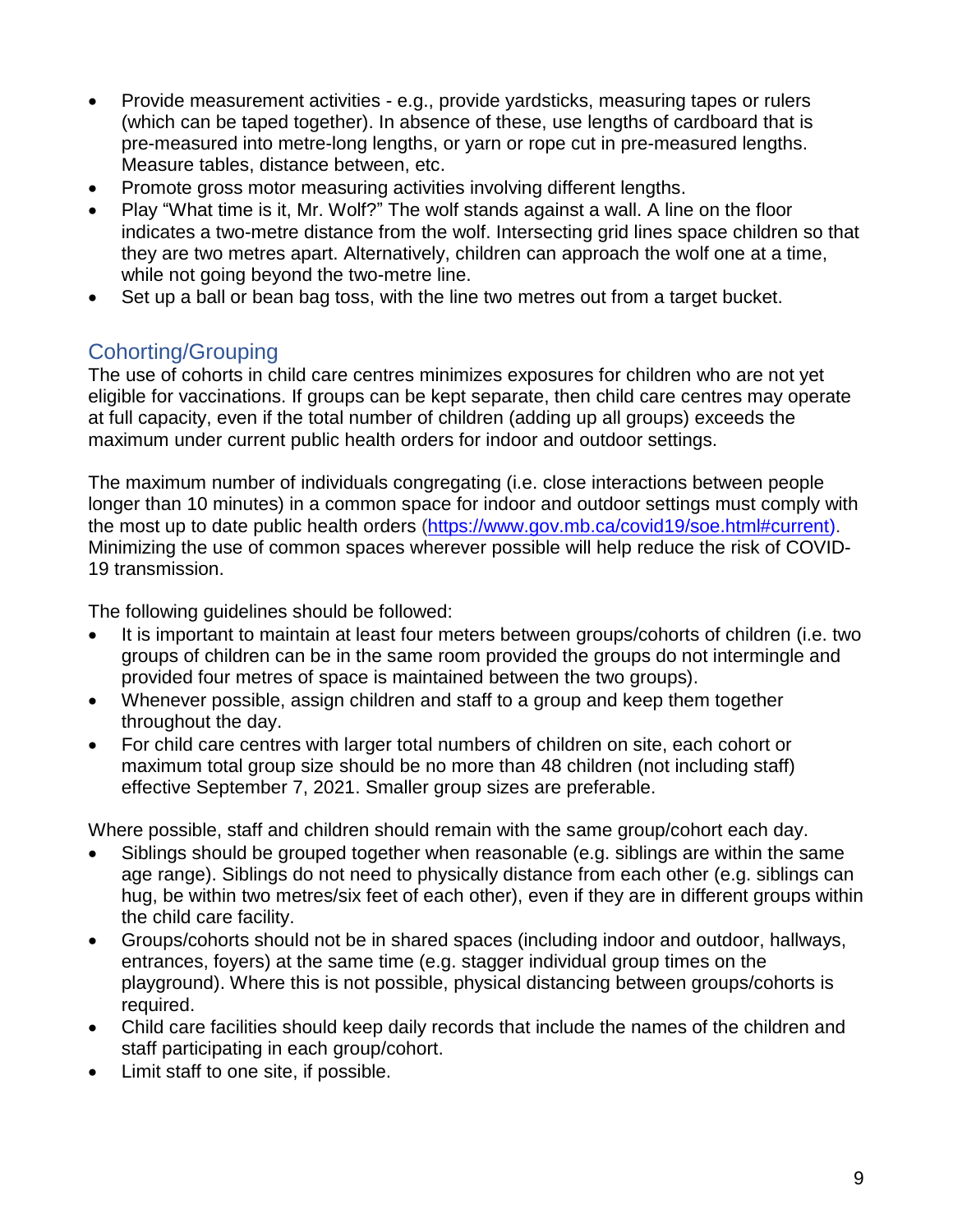- Provide measurement activities - e.g., provide yardsticks, measuring tapes or rulers (which can be taped together). In absence of these, use lengths of cardboard that is pre-measured into metre-long lengths, or yarn or rope cut in pre-measured lengths. Measure tables, distance between, etc.
- Promote gross motor measuring activities involving different lengths.
- Play "What time is it, Mr. Wolf?" The wolf stands against a wall. A line on the floor indicates a two-metre distance from the wolf. Intersecting grid lines space children so that they are two metres apart. Alternatively, children can approach the wolf one at a time, while not going beyond the two-metre line.
- Set up a ball or bean bag toss, with the line two metres out from a target bucket.

## Cohorting/Grouping

The use of cohorts in child care centres minimizes exposures for children who are not yet eligible for vaccinations. If groups can be kept separate, then child care centres may operate at full capacity, even if the total number of children (adding up all groups) exceeds the maximum under current public health orders for indoor and outdoor settings.

The maximum number of individuals congregating (i.e. close interactions between people longer than 10 minutes) in a common space for indoor and outdoor settings must comply with the most up to date public health orders (https://www.gov.mb.ca/covid19/soe.html#current). Minimizing the use of common spaces wherever possible will help reduce the risk of COVID-19 transmission.

The following guidelines should be followed:

- It is important to maintain at least four meters between groups/cohorts of children (i.e. two groups of children can be in the same room provided the groups do not intermingle and provided four metres of space is maintained between the two groups).
- Whenever possible, assign children and staff to a group and keep them together throughout the day.
- For child care centres with larger total numbers of children on site, each cohort or maximum total group size should be no more than 48 children (not including staff) effective September 7, 2021. Smaller group sizes are preferable.

Where possible, staff and children should remain with the same group/cohort each day.

- Siblings should be grouped together when reasonable (e.g. siblings are within the same age range). Siblings do not need to physically distance from each other (e.g. siblings can hug, be within two metres/six feet of each other), even if they are in different groups within the child care facility.
- Groups/cohorts should not be in shared spaces (including indoor and outdoor, hallways, entrances, foyers) at the same time (e.g. stagger individual group times on the playground). Where this is not possible, physical distancing between groups/cohorts is required.
- Child care facilities should keep daily records that include the names of the children and staff participating in each group/cohort.
- Limit staff to one site, if possible.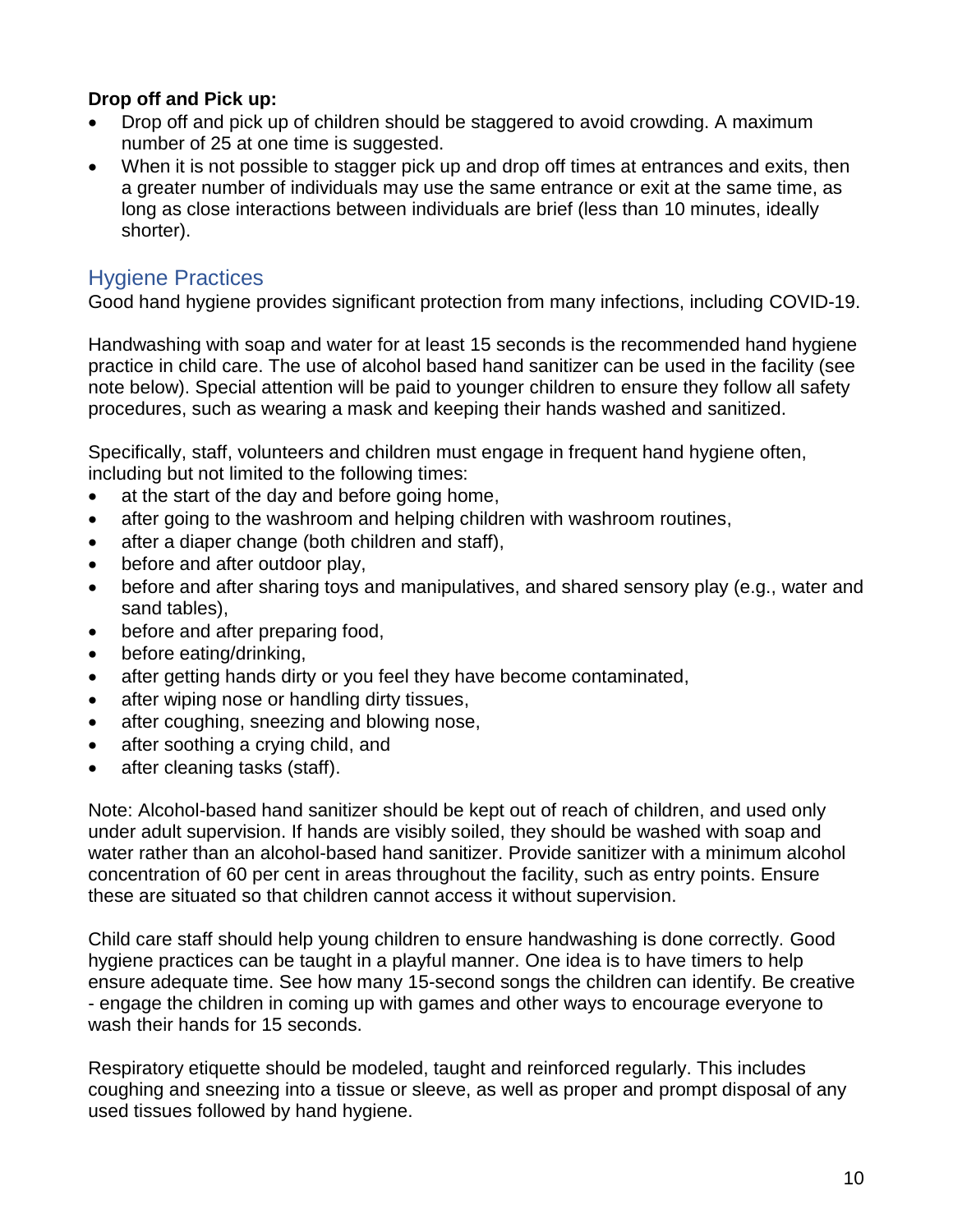**Drop off and Pick up:**

- Drop off and pick up of children should be staggered to avoid crowding. A maximum number of 25 at one time is suggested.
- When it is not possible to stagger pick up and drop off times at entrances and exits, then a greater number of individuals may use the same entrance or exit at the same time, as long as close interactions between individuals are brief (less than 10 minutes, ideally shorter).

## Hygiene Practices

Good hand hygiene provides significant protection from many infections, including COVID-19.

Handwashing with soap and water for at least 15 seconds is the recommended hand hygiene practice in child care. The use of alcohol based hand sanitizer can be used in the facility (see note below). Special attention will be paid to younger children to ensure they follow all safety procedures, such as wearing a mask and keeping their hands washed and sanitized.

Specifically, staff, volunteers and children must engage in frequent hand hygiene often, including but not limited to the following times:

- at the start of the day and before going home,
- after going to the washroom and helping children with washroom routines,
- after a diaper change (both children and staff),
- before and after outdoor play,
- before and after sharing toys and manipulatives, and shared sensory play (e.g., water and sand tables),
- before and after preparing food,
- before eating/drinking,
- after getting hands dirty or you feel they have become contaminated,
- after wiping nose or handling dirty tissues,
- after coughing, sneezing and blowing nose,
- after soothing a crying child, and
- after cleaning tasks (staff).

Note: Alcohol-based hand sanitizer should be kept out of reach of children, and used only under adult supervision. If hands are visibly soiled, they should be washed with soap and water rather than an alcohol-based hand sanitizer. Provide sanitizer with a minimum alcohol concentration of 60 per cent in areas throughout the facility, such as entry points. Ensure these are situated so that children cannot access it without supervision.

Child care staff should help young children to ensure handwashing is done correctly. Good hygiene practices can be taught in a playful manner. One idea is to have timers to help ensure adequate time. See how many 15-second songs the children can identify. Be creative - engage the children in coming up with games and other ways to encourage everyone to wash their hands for 15 seconds.

Respiratory etiquette should be modeled, taught and reinforced regularly. This includes coughing and sneezing into a tissue or sleeve, as well as proper and prompt disposal of any used tissues followed by hand hygiene.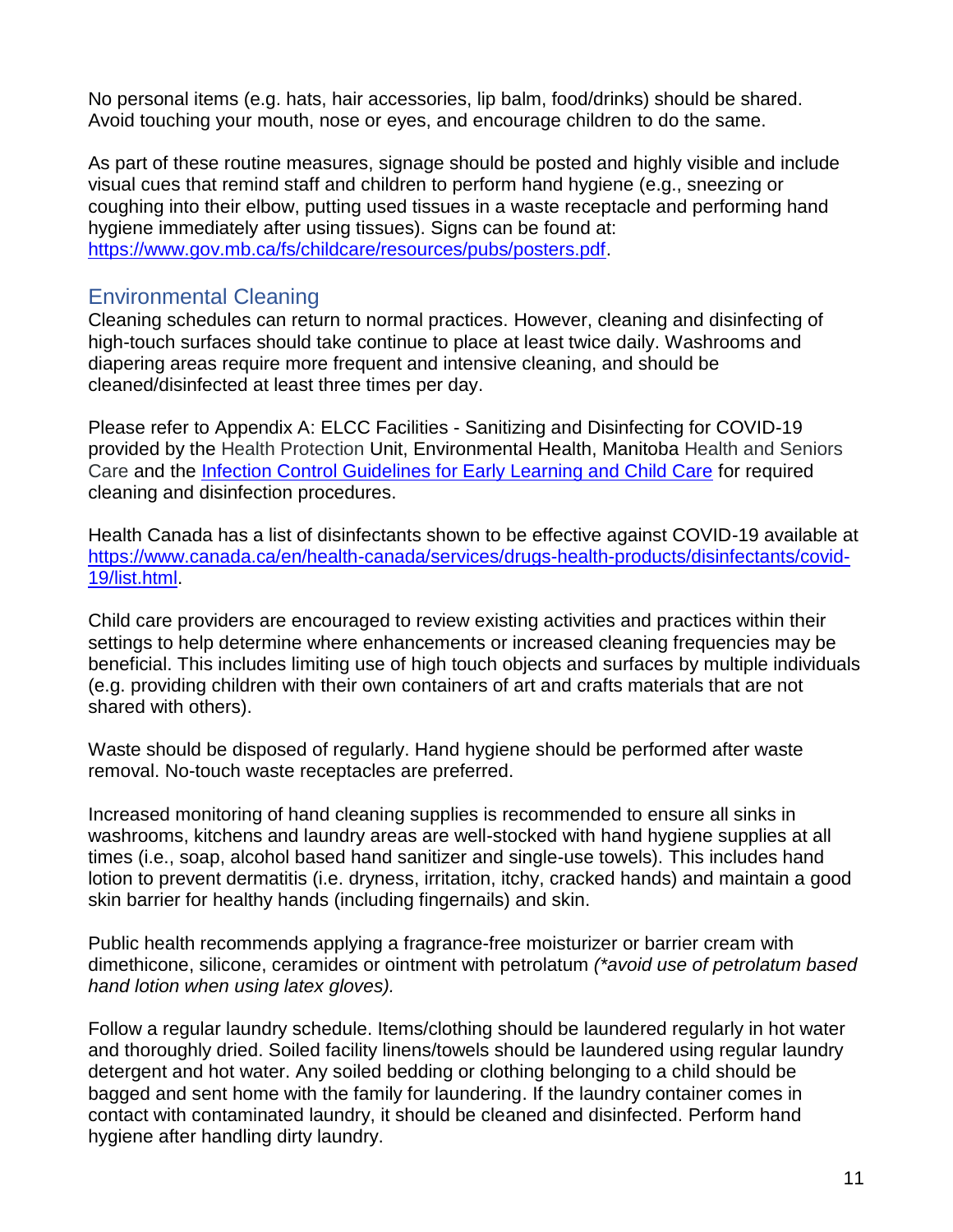No personal items (e.g. hats, hair accessories, lip balm, food/drinks) should be shared. Avoid touching your mouth, nose or eyes, and encourage children to do the same.

As part of these routine measures, signage should be posted and highly visible and include visual cues that remind staff and children to perform hand hygiene (e.g., sneezing or coughing into their elbow, putting used tissues in a waste receptacle and performing hand hygiene immediately after using tissues). Signs can be found at: [https://www.gov.mb.ca/fs/childcare/resources/pubs/posters.pdf](https://www.gov.mb.ca/fs/childcare/resources/pubs/posters.pdf).

## Environmental Cleaning

Cleaning schedules can return to normal practices. However, cleaning and disinfecting of high-touch surfaces should take continue to place at least twice daily. Washrooms and diapering areas require more frequent and intensive cleaning, and should be cleaned/disinfected at least three times per day.

Please refer to Appendix A: ELCC Facilities - Sanitizing and Disinfecting for COVID-19 provided by the Health Protection Unit, Environmental Health, Manitoba Health and Seniors Care and the Infection Control Guidelines for Early Learning and Child Care for required cleaning and disinfection procedures.

Health Canada has a list of disinfectants shown to be effective against COVID-19 available at [https://www.canada.ca/en/health-canada/services/drugs-health-products/disinfectants/covid-19/list.html](https://www.canada.ca/en/health-canada/services/drugs-health-products/disinfectants/covid-19/list.html).

Child care providers are encouraged to review existing activities and practices within their settings to help determine where enhancements or increased cleaning frequencies may be beneficial. This includes limiting use of high touch objects and surfaces by multiple individuals (e.g. providing children with their own containers of art and crafts materials that are not shared with others).

Waste should be disposed of regularly. Hand hygiene should be performed after waste removal. No-touch waste receptacles are preferred.

Increased monitoring of hand cleaning supplies is recommended to ensure all sinks in washrooms, kitchens and laundry areas are well-stocked with hand hygiene supplies at all times (i.e., soap, alcohol based hand sanitizer and single-use towels). This includes hand lotion to prevent dermatitis (i.e. dryness, irritation, itchy, cracked hands) and maintain a good skin barrier for healthy hands (including fingernails) and skin.

Public health recommends applying a fragrance-free moisturizer or barrier cream with dimethicone, silicone, ceramides or ointment with petrolatum *(*avoid use of petrolatum based hand lotion when using latex gloves).*

Follow a regular laundry schedule. Items/clothing should be laundered regularly in hot water and thoroughly dried. Soiled facility linens/towels should be laundered using regular laundry detergent and hot water. Any soiled bedding or clothing belonging to a child should be bagged and sent home with the family for laundering. If the laundry container comes in contact with contaminated laundry, it should be cleaned and disinfected. Perform hand hygiene after handling dirty laundry.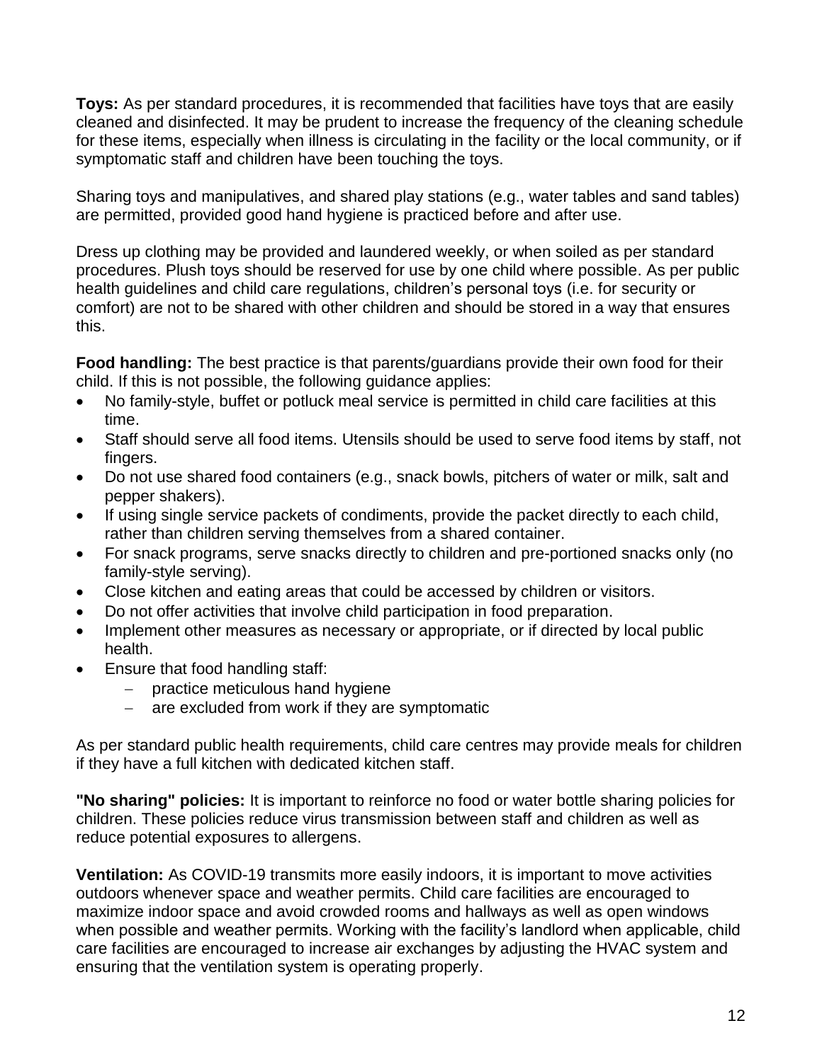**Toys:** As per standard procedures, it is recommended that facilities have toys that are easily cleaned and disinfected. It may be prudent to increase the frequency of the cleaning schedule for these items, especially when illness is circulating in the facility or the local community, or if symptomatic staff and children have been touching the toys.

Sharing toys and manipulatives, and shared play stations (e.g., water tables and sand tables) are permitted, provided good hand hygiene is practiced before and after use.

Dress up clothing may be provided and laundered weekly, or when soiled as per standard procedures. Plush toys should be reserved for use by one child where possible. As per public health guidelines and child care regulations, children's personal toys (i.e. for security or comfort) are not to be shared with other children and should be stored in a way that ensures this.

**Food handling:** The best practice is that parents/guardians provide their own food for their child. If this is not possible, the following guidance applies:

- No family-style, buffet or potluck meal service is permitted in child care facilities at this time.
- Staff should serve all food items. Utensils should be used to serve food items by staff, not fingers.
- Do not use shared food containers (e.g., snack bowls, pitchers of water or milk, salt and pepper shakers).
- If using single service packets of condiments, provide the packet directly to each child, rather than children serving themselves from a shared container.
- For snack programs, serve snacks directly to children and pre-portioned snacks only (no family-style serving).
- Close kitchen and eating areas that could be accessed by children or visitors.
- Do not offer activities that involve child participation in food preparation.
- Implement other measures as necessary or appropriate, or if directed by local public health.
- Ensure that food handling staff:
  - practice meticulous hand hygiene
  - are excluded from work if they are symptomatic

As per standard public health requirements, child care centres may provide meals for children if they have a full kitchen with dedicated kitchen staff.

**"No sharing" policies:** It is important to reinforce no food or water bottle sharing policies for children. These policies reduce virus transmission between staff and children as well as reduce potential exposures to allergens.

**Ventilation:** As COVID-19 transmits more easily indoors, it is important to move activities outdoors whenever space and weather permits. Child care facilities are encouraged to maximize indoor space and avoid crowded rooms and hallways as well as open windows when possible and weather permits. Working with the facility's landlord when applicable, child care facilities are encouraged to increase air exchanges by adjusting the HVAC system and ensuring that the ventilation system is operating properly.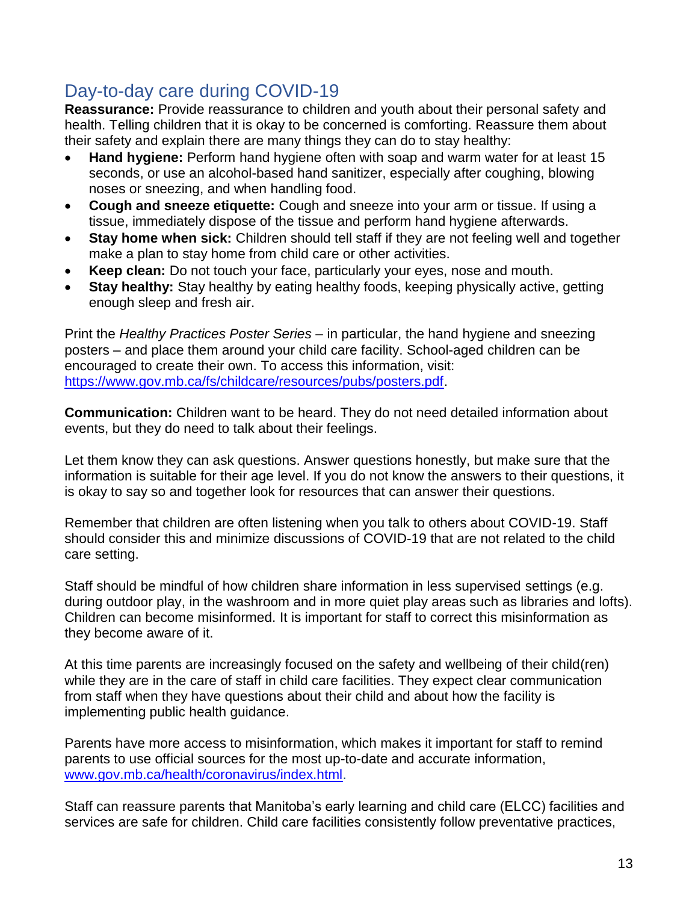## Day-to-day care during COVID-19

**Reassurance:** Provide reassurance to children and youth about their personal safety and health. Telling children that it is okay to be concerned is comforting. Reassure them about their safety and explain there are many things they can do to stay healthy:

- **Hand hygiene:** Perform hand hygiene often with soap and warm water for at least 15 seconds, or use an alcohol-based hand sanitizer, especially after coughing, blowing noses or sneezing, and when handling food.
- **Cough and sneeze etiquette:** Cough and sneeze into your arm or tissue. If using a tissue, immediately dispose of the tissue and perform hand hygiene afterwards.
- **Stay home when sick:** Children should tell staff if they are not feeling well and together make a plan to stay home from child care or other activities.
- **Keep clean:** Do not touch your face, particularly your eyes, nose and mouth.
- **Stay healthy:** Stay healthy by eating healthy foods, keeping physically active, getting enough sleep and fresh air.

Print the *Healthy Practices Poster Series* – in particular, the hand hygiene and sneezing posters – and place them around your child care facility. School-aged children can be encouraged to create their own. To access this information, visit: [https://www.gov.mb.ca/fs/childcare/resources/pubs/posters.pdf](https://www.gov.mb.ca/fs/childcare/resources/pubs/posters.pdf).

**Communication:** Children want to be heard. They do not need detailed information about events, but they do need to talk about their feelings.

Let them know they can ask questions. Answer questions honestly, but make sure that the information is suitable for their age level. If you do not know the answers to their questions, it is okay to say so and together look for resources that can answer their questions.

Remember that children are often listening when you talk to others about COVID-19. Staff should consider this and minimize discussions of COVID-19 that are not related to the child care setting.

Staff should be mindful of how children share information in less supervised settings (e.g. during outdoor play, in the washroom and in more quiet play areas such as libraries and lofts). Children can become misinformed. It is important for staff to correct this misinformation as they become aware of it.

At this time parents are increasingly focused on the safety and wellbeing of their child(ren) while they are in the care of staff in child care facilities. They expect clear communication from staff when they have questions about their child and about how the facility is implementing public health guidance.

Parents have more access to misinformation, which makes it important for staff to remind parents to use official sources for the most up-to-date and accurate information, [www.gov.mb.ca/health/coronavirus/index.html](www.gov.mb.ca/health/coronavirus/index.html).

Staff can reassure parents that Manitoba's early learning and child care (ELCC) facilities and services are safe for children. Child care facilities consistently follow preventative practices,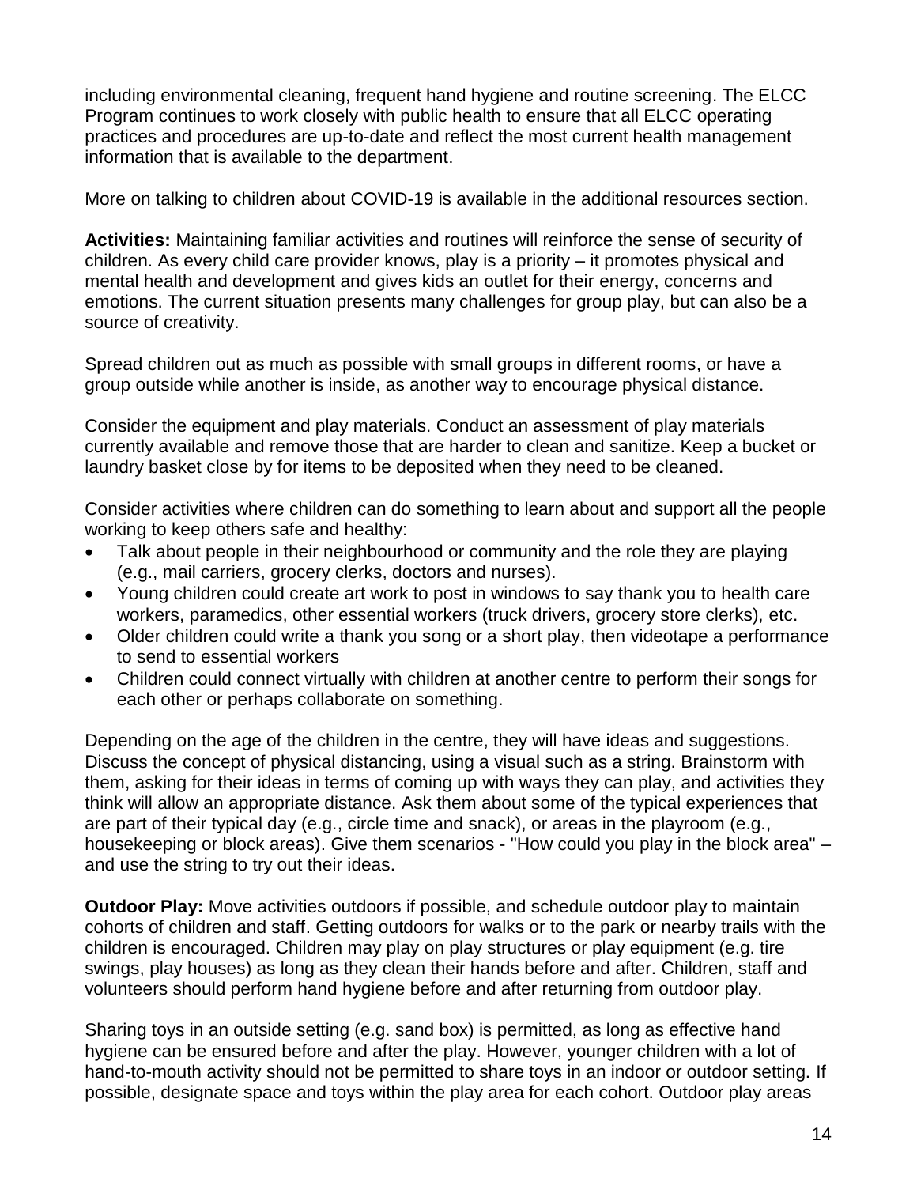including environmental cleaning, frequent hand hygiene and routine screening. The ELCC Program continues to work closely with public health to ensure that all ELCC operating practices and procedures are up-to-date and reflect the most current health management information that is available to the department.

More on talking to children about COVID-19 is available in the additional resources section.

**Activities:** Maintaining familiar activities and routines will reinforce the sense of security of children. As every child care provider knows, play is a priority – it promotes physical and mental health and development and gives kids an outlet for their energy, concerns and emotions. The current situation presents many challenges for group play, but can also be a source of creativity.

Spread children out as much as possible with small groups in different rooms, or have a group outside while another is inside, as another way to encourage physical distance.

Consider the equipment and play materials. Conduct an assessment of play materials currently available and remove those that are harder to clean and sanitize. Keep a bucket or laundry basket close by for items to be deposited when they need to be cleaned.

Consider activities where children can do something to learn about and support all the people working to keep others safe and healthy:

- Talk about people in their neighbourhood or community and the role they are playing (e.g., mail carriers, grocery clerks, doctors and nurses).
- Young children could create art work to post in windows to say thank you to health care workers, paramedics, other essential workers (truck drivers, grocery store clerks), etc.
- Older children could write a thank you song or a short play, then videotape a performance to send to essential workers
- Children could connect virtually with children at another centre to perform their songs for each other or perhaps collaborate on something.

Depending on the age of the children in the centre, they will have ideas and suggestions. Discuss the concept of physical distancing, using a visual such as a string. Brainstorm with them, asking for their ideas in terms of coming up with ways they can play, and activities they think will allow an appropriate distance. Ask them about some of the typical experiences that are part of their typical day (e.g., circle time and snack), or areas in the playroom (e.g., housekeeping or block areas). Give them scenarios - "How could you play in the block area" – and use the string to try out their ideas.

**Outdoor Play:** Move activities outdoors if possible, and schedule outdoor play to maintain cohorts of children and staff. Getting outdoors for walks or to the park or nearby trails with the children is encouraged. Children may play on play structures or play equipment (e.g. tire swings, play houses) as long as they clean their hands before and after. Children, staff and volunteers should perform hand hygiene before and after returning from outdoor play.

Sharing toys in an outside setting (e.g. sand box) is permitted, as long as effective hand hygiene can be ensured before and after the play. However, younger children with a lot of hand-to-mouth activity should not be permitted to share toys in an indoor or outdoor setting. If possible, designate space and toys within the play area for each cohort. Outdoor play areas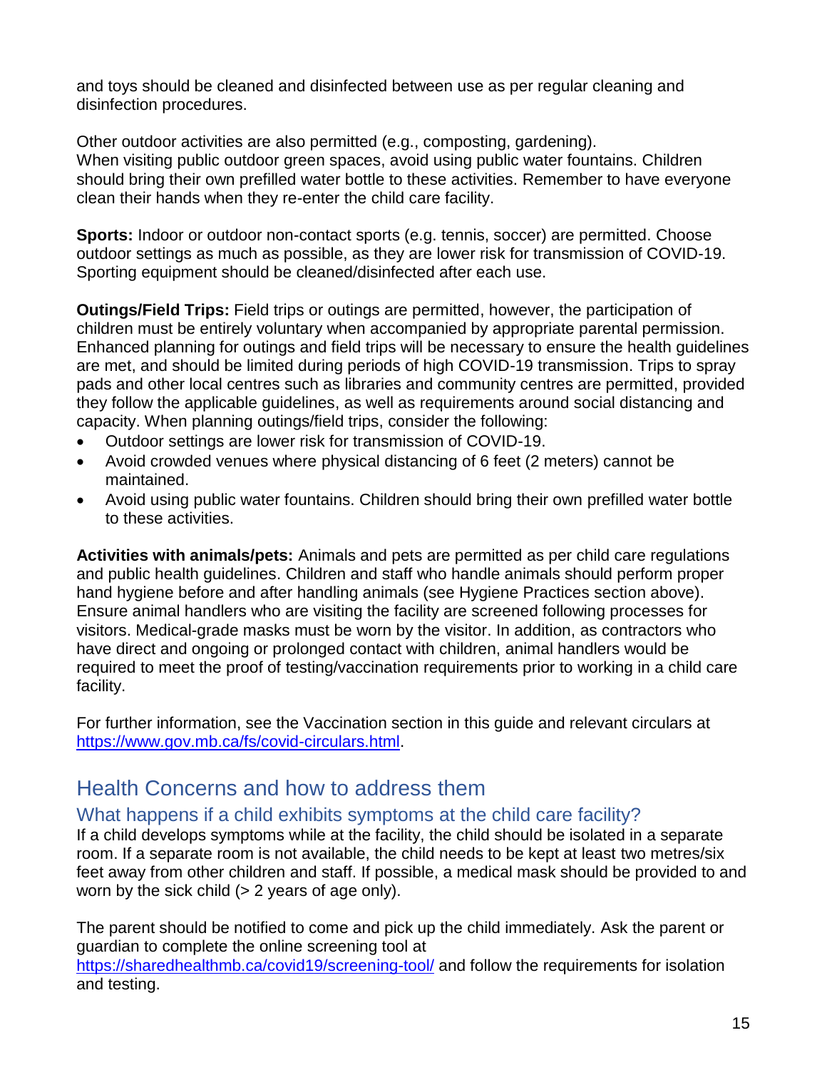and toys should be cleaned and disinfected between use as per regular cleaning and disinfection procedures.

Other outdoor activities are also permitted (e.g., composting, gardening).
When visiting public outdoor green spaces, avoid using public water fountains. Children should bring their own prefilled water bottle to these activities. Remember to have everyone clean their hands when they re-enter the child care facility.

**Sports:** Indoor or outdoor non-contact sports (e.g. tennis, soccer) are permitted. Choose outdoor settings as much as possible, as they are lower risk for transmission of COVID-19. Sporting equipment should be cleaned/disinfected after each use.

**Outings/Field Trips:** Field trips or outings are permitted, however, the participation of children must be entirely voluntary when accompanied by appropriate parental permission. Enhanced planning for outings and field trips will be necessary to ensure the health guidelines are met, and should be limited during periods of high COVID-19 transmission. Trips to spray pads and other local centres such as libraries and community centres are permitted, provided they follow the applicable guidelines, as well as requirements around social distancing and capacity. When planning outings/field trips, consider the following:

- Outdoor settings are lower risk for transmission of COVID-19.
- Avoid crowded venues where physical distancing of 6 feet (2 meters) cannot be maintained.
- Avoid using public water fountains. Children should bring their own prefilled water bottle to these activities.

**Activities with animals/pets:** Animals and pets are permitted as per child care regulations and public health guidelines. Children and staff who handle animals should perform proper hand hygiene before and after handling animals (see Hygiene Practices section above). Ensure animal handlers who are visiting the facility are screened following processes for visitors. Medical-grade masks must be worn by the visitor. In addition, as contractors who have direct and ongoing or prolonged contact with children, animal handlers would be required to meet the proof of testing/vaccination requirements prior to working in a child care facility.

For further information, see the Vaccination section in this guide and relevant circulars at https://www.gov.mb.ca/fs/covid-circulars.html.

## Health Concerns and how to address them

### What happens if a child exhibits symptoms at the child care facility?

If a child develops symptoms while at the facility, the child should be isolated in a separate room. If a separate room is not available, the child needs to be kept at least two metres/six feet away from other children and staff. If possible, a medical mask should be provided to and worn by the sick child (> 2 years of age only).

The parent should be notified to come and pick up the child immediately. Ask the parent or guardian to complete the online screening tool at https://sharedhealthmb.ca/covid19/screening-tool/ and follow the requirements for isolation and testing.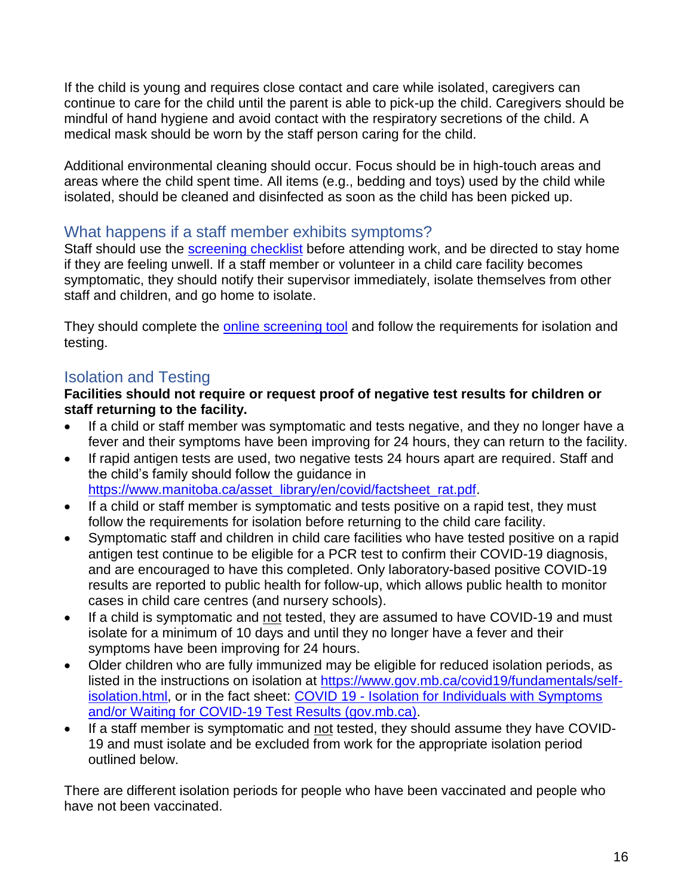If the child is young and requires close contact and care while isolated, caregivers can continue to care for the child until the parent is able to pick-up the child. Caregivers should be mindful of hand hygiene and avoid contact with the respiratory secretions of the child. A medical mask should be worn by the staff person caring for the child.

Additional environmental cleaning should occur. Focus should be in high-touch areas and areas where the child spent time. All items (e.g., bedding and toys) used by the child while isolated, should be cleaned and disinfected as soon as the child has been picked up.

## What happens if a staff member exhibits symptoms?

Staff should use the [screening checklist](#) before attending work, and be directed to stay home if they are feeling unwell. If a staff member or volunteer in a child care facility becomes symptomatic, they should notify their supervisor immediately, isolate themselves from other staff and children, and go home to isolate.

They should complete the [online screening tool](#) and follow the requirements for isolation and testing.

## Isolation and Testing

**Facilities should not require or request proof of negative test results for children or staff returning to the facility.**

- If a child or staff member was symptomatic and tests negative, and they no longer have a fever and their symptoms have been improving for 24 hours, they can return to the facility.
- If rapid antigen tests are used, two negative tests 24 hours apart are required. Staff and the child's family should follow the guidance in [https://www.manitoba.ca/asset_library/en/covid/factsheet_rat.pdf](https://www.manitoba.ca/asset_library/en/covid/factsheet_rat.pdf).
- If a child or staff member is symptomatic and tests positive on a rapid test, they must follow the requirements for isolation before returning to the child care facility.
- Symptomatic staff and children in child care facilities who have tested positive on a rapid antigen test continue to be eligible for a PCR test to confirm their COVID-19 diagnosis, and are encouraged to have this completed. Only laboratory-based positive COVID-19 results are reported to public health for follow-up, which allows public health to monitor cases in child care centres (and nursery schools).
- If a child is symptomatic and <u>not</u> tested, they are assumed to have COVID-19 and must isolate for a minimum of 10 days and until they no longer have a fever and their symptoms have been improving for 24 hours.
- Older children who are fully immunized may be eligible for reduced isolation periods, as listed in the instructions on isolation at [https://www.gov.mb.ca/covid19/fundamentals/self-isolation.html](https://www.gov.mb.ca/covid19/fundamentals/self-isolation.html), or in the fact sheet: [COVID 19 - Isolation for Individuals with Symptoms and/or Waiting for COVID-19 Test Results (gov.mb.ca)](#).
- If a staff member is symptomatic and <u>not</u> tested, they should assume they have COVID-19 and must isolate and be excluded from work for the appropriate isolation period outlined below.

There are different isolation periods for people who have been vaccinated and people who have not been vaccinated.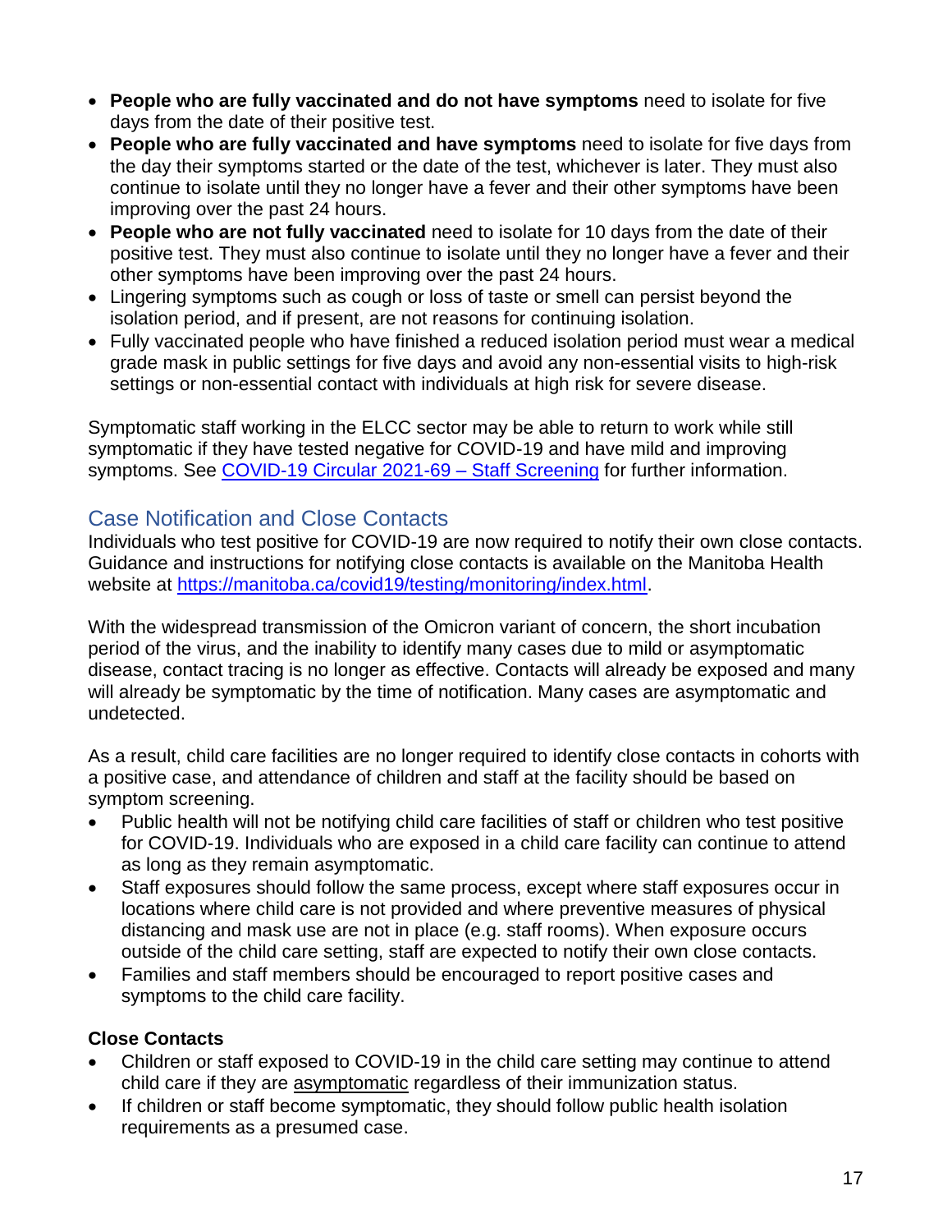- **People who are fully vaccinated and do not have symptoms** need to isolate for five days from the date of their positive test.
- **People who are fully vaccinated and have symptoms** need to isolate for five days from the day their symptoms started or the date of the test, whichever is later. They must also continue to isolate until they no longer have a fever and their other symptoms have been improving over the past 24 hours.
- **People who are not fully vaccinated** need to isolate for 10 days from the date of their positive test. They must also continue to isolate until they no longer have a fever and their other symptoms have been improving over the past 24 hours.
- Lingering symptoms such as cough or loss of taste or smell can persist beyond the isolation period, and if present, are not reasons for continuing isolation.
- Fully vaccinated people who have finished a reduced isolation period must wear a medical grade mask in public settings for five days and avoid any non-essential visits to high-risk settings or non-essential contact with individuals at high risk for severe disease.

Symptomatic staff working in the ELCC sector may be able to return to work while still symptomatic if they have tested negative for COVID-19 and have mild and improving symptoms. See [COVID-19 Circular 2021-69 – Staff Screening]() for further information.

## Case Notification and Close Contacts

Individuals who test positive for COVID-19 are now required to notify their own close contacts. Guidance and instructions for notifying close contacts is available on the Manitoba Health website at https://manitoba.ca/covid19/testing/monitoring/index.html.

With the widespread transmission of the Omicron variant of concern, the short incubation period of the virus, and the inability to identify many cases due to mild or asymptomatic disease, contact tracing is no longer as effective. Contacts will already be exposed and many will already be symptomatic by the time of notification. Many cases are asymptomatic and undetected.

As a result, child care facilities are no longer required to identify close contacts in cohorts with a positive case, and attendance of children and staff at the facility should be based on symptom screening.

- Public health will not be notifying child care facilities of staff or children who test positive for COVID-19. Individuals who are exposed in a child care facility can continue to attend as long as they remain asymptomatic.
- Staff exposures should follow the same process, except where staff exposures occur in locations where child care is not provided and where preventive measures of physical distancing and mask use are not in place (e.g. staff rooms). When exposure occurs outside of the child care setting, staff are expected to notify their own close contacts.
- Families and staff members should be encouraged to report positive cases and symptoms to the child care facility.

### Close Contacts

- Children or staff exposed to COVID-19 in the child care setting may continue to attend child care if they are asymptomatic regardless of their immunization status.
- If children or staff become symptomatic, they should follow public health isolation requirements as a presumed case.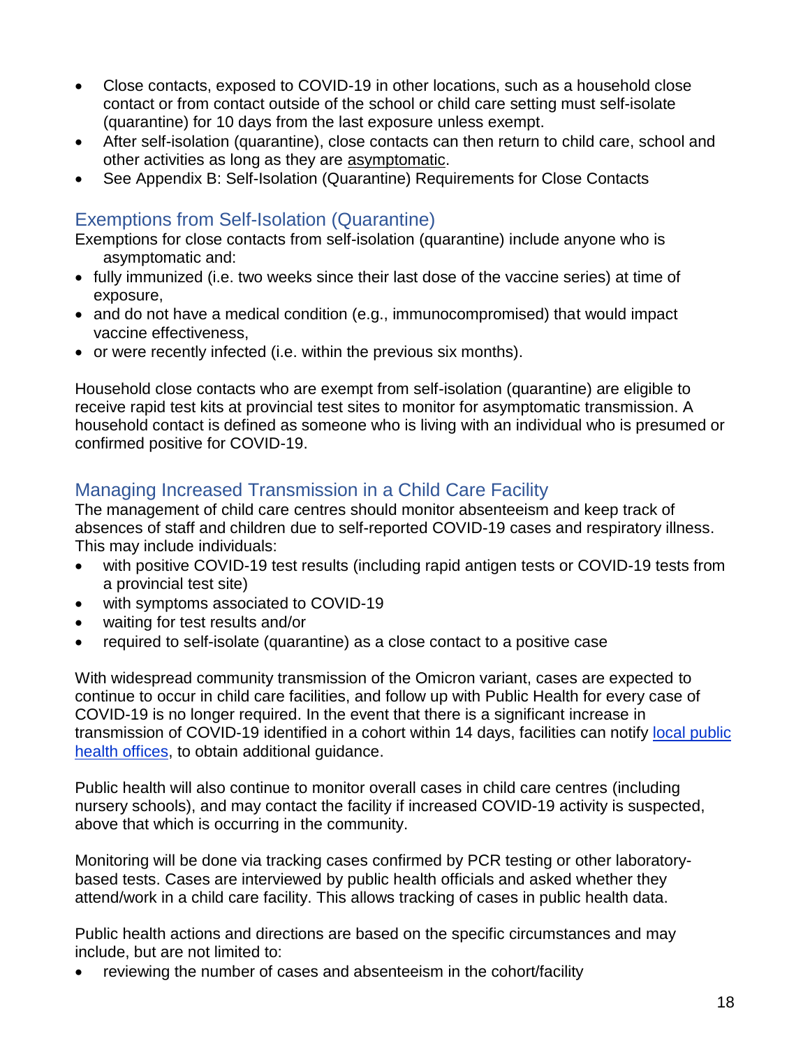- Close contacts, exposed to COVID-19 in other locations, such as a household close contact or from contact outside of the school or child care setting must self-isolate (quarantine) for 10 days from the last exposure unless exempt.
- After self-isolation (quarantine), close contacts can then return to child care, school and other activities as long as they are asymptomatic.
- See Appendix B: Self-Isolation (Quarantine) Requirements for Close Contacts

## Exemptions from Self-Isolation (Quarantine)

Exemptions for close contacts from self-isolation (quarantine) include anyone who is asymptomatic and:

- fully immunized (i.e. two weeks since their last dose of the vaccine series) at time of exposure,
- and do not have a medical condition (e.g., immunocompromised) that would impact vaccine effectiveness,
- or were recently infected (i.e. within the previous six months).

Household close contacts who are exempt from self-isolation (quarantine) are eligible to receive rapid test kits at provincial test sites to monitor for asymptomatic transmission. A household contact is defined as someone who is living with an individual who is presumed or confirmed positive for COVID-19.

## Managing Increased Transmission in a Child Care Facility

The management of child care centres should monitor absenteeism and keep track of absences of staff and children due to self-reported COVID-19 cases and respiratory illness. This may include individuals:

- with positive COVID-19 test results (including rapid antigen tests or COVID-19 tests from a provincial test site)
- with symptoms associated to COVID-19
- waiting for test results and/or
- required to self-isolate (quarantine) as a close contact to a positive case

With widespread community transmission of the Omicron variant, cases are expected to continue to occur in child care facilities, and follow up with Public Health for every case of COVID-19 is no longer required. In the event that there is a significant increase in transmission of COVID-19 identified in a cohort within 14 days, facilities can notify local public health offices, to obtain additional guidance.

Public health will also continue to monitor overall cases in child care centres (including nursery schools), and may contact the facility if increased COVID-19 activity is suspected, above that which is occurring in the community.

Monitoring will be done via tracking cases confirmed by PCR testing or other laboratory-based tests. Cases are interviewed by public health officials and asked whether they attend/work in a child care facility. This allows tracking of cases in public health data.

Public health actions and directions are based on the specific circumstances and may include, but are not limited to:

- reviewing the number of cases and absenteeism in the cohort/facility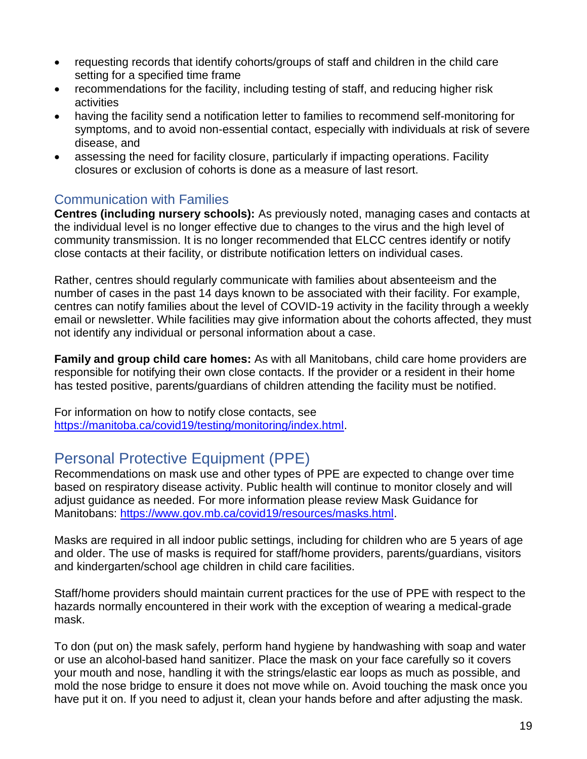- requesting records that identify cohorts/groups of staff and children in the child care setting for a specified time frame
- recommendations for the facility, including testing of staff, and reducing higher risk activities
- having the facility send a notification letter to families to recommend self-monitoring for symptoms, and to avoid non-essential contact, especially with individuals at risk of severe disease, and
- assessing the need for facility closure, particularly if impacting operations. Facility closures or exclusion of cohorts is done as a measure of last resort.

### Communication with Families

**Centres (including nursery schools):** As previously noted, managing cases and contacts at the individual level is no longer effective due to changes to the virus and the high level of community transmission. It is no longer recommended that ELCC centres identify or notify close contacts at their facility, or distribute notification letters on individual cases.

Rather, centres should regularly communicate with families about absenteeism and the number of cases in the past 14 days known to be associated with their facility. For example, centres can notify families about the level of COVID-19 activity in the facility through a weekly email or newsletter. While facilities may give information about the cohorts affected, they must not identify any individual or personal information about a case.

**Family and group child care homes:** As with all Manitobans, child care home providers are responsible for notifying their own close contacts. If the provider or a resident in their home has tested positive, parents/guardians of children attending the facility must be notified.

For information on how to notify close contacts, see [https://manitoba.ca/covid19/testing/monitoring/index.html](https://manitoba.ca/covid19/testing/monitoring/index.html).

## Personal Protective Equipment (PPE)

Recommendations on mask use and other types of PPE are expected to change over time based on respiratory disease activity. Public health will continue to monitor closely and will adjust guidance as needed. For more information please review Mask Guidance for Manitobans: [https://www.gov.mb.ca/covid19/resources/masks.html](https://www.gov.mb.ca/covid19/resources/masks.html).

Masks are required in all indoor public settings, including for children who are 5 years of age and older. The use of masks is required for staff/home providers, parents/guardians, visitors and kindergarten/school age children in child care facilities.

Staff/home providers should maintain current practices for the use of PPE with respect to the hazards normally encountered in their work with the exception of wearing a medical-grade mask.

To don (put on) the mask safely, perform hand hygiene by handwashing with soap and water or use an alcohol-based hand sanitizer. Place the mask on your face carefully so it covers your mouth and nose, handling it with the strings/elastic ear loops as much as possible, and mold the nose bridge to ensure it does not move while on. Avoid touching the mask once you have put it on. If you need to adjust it, clean your hands before and after adjusting the mask.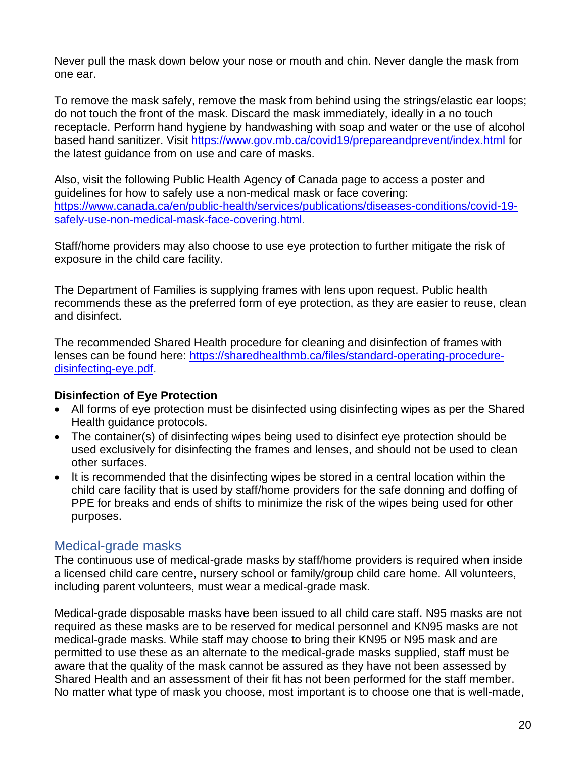Never pull the mask down below your nose or mouth and chin. Never dangle the mask from one ear.

To remove the mask safely, remove the mask from behind using the strings/elastic ear loops; do not touch the front of the mask. Discard the mask immediately, ideally in a no touch receptacle. Perform hand hygiene by handwashing with soap and water or the use of alcohol based hand sanitizer. Visit [https://www.gov.mb.ca/covid19/prepareandprevent/index.html](https://www.gov.mb.ca/covid19/prepareandprevent/index.html) for the latest guidance from on use and care of masks.

Also, visit the following Public Health Agency of Canada page to access a poster and guidelines for how to safely use a non-medical mask or face covering: [https://www.canada.ca/en/public-health/services/publications/diseases-conditions/covid-19-safely-use-non-medical-mask-face-covering.html](https://www.canada.ca/en/public-health/services/publications/diseases-conditions/covid-19-safely-use-non-medical-mask-face-covering.html).

Staff/home providers may also choose to use eye protection to further mitigate the risk of exposure in the child care facility.

The Department of Families is supplying frames with lens upon request. Public health recommends these as the preferred form of eye protection, as they are easier to reuse, clean and disinfect.

The recommended Shared Health procedure for cleaning and disinfection of frames with lenses can be found here: [https://sharedhealthmb.ca/files/standard-operating-procedure-disinfecting-eye.pdf](https://sharedhealthmb.ca/files/standard-operating-procedure-disinfecting-eye.pdf).

**Disinfection of Eye Protection**

- All forms of eye protection must be disinfected using disinfecting wipes as per the Shared Health guidance protocols.
- The container(s) of disinfecting wipes being used to disinfect eye protection should be used exclusively for disinfecting the frames and lenses, and should not be used to clean other surfaces.
- It is recommended that the disinfecting wipes be stored in a central location within the child care facility that is used by staff/home providers for the safe donning and doffing of PPE for breaks and ends of shifts to minimize the risk of the wipes being used for other purposes.

## Medical-grade masks

The continuous use of medical-grade masks by staff/home providers is required when inside a licensed child care centre, nursery school or family/group child care home. All volunteers, including parent volunteers, must wear a medical-grade mask.

Medical-grade disposable masks have been issued to all child care staff. N95 masks are not required as these masks are to be reserved for medical personnel and KN95 masks are not medical-grade masks. While staff may choose to bring their KN95 or N95 mask and are permitted to use these as an alternate to the medical-grade masks supplied, staff must be aware that the quality of the mask cannot be assured as they have not been assessed by Shared Health and an assessment of their fit has not been performed for the staff member. No matter what type of mask you choose, most important is to choose one that is well-made,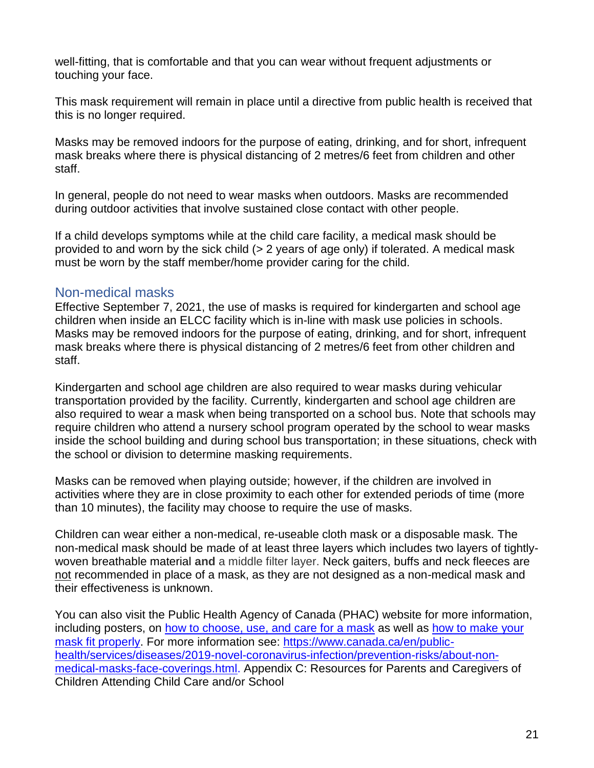well-fitting, that is comfortable and that you can wear without frequent adjustments or touching your face.

This mask requirement will remain in place until a directive from public health is received that this is no longer required.

Masks may be removed indoors for the purpose of eating, drinking, and for short, infrequent mask breaks where there is physical distancing of 2 metres/6 feet from children and other staff.

In general, people do not need to wear masks when outdoors. Masks are recommended during outdoor activities that involve sustained close contact with other people.

If a child develops symptoms while at the child care facility, a medical mask should be provided to and worn by the sick child (> 2 years of age only) if tolerated. A medical mask must be worn by the staff member/home provider caring for the child.

## Non-medical masks

Effective September 7, 2021, the use of masks is required for kindergarten and school age children when inside an ELCC facility which is in-line with mask use policies in schools. Masks may be removed indoors for the purpose of eating, drinking, and for short, infrequent mask breaks where there is physical distancing of 2 metres/6 feet from other children and staff.

Kindergarten and school age children are also required to wear masks during vehicular transportation provided by the facility. Currently, kindergarten and school age children are also required to wear a mask when being transported on a school bus. Note that schools may require children who attend a nursery school program operated by the school to wear masks inside the school building and during school bus transportation; in these situations, check with the school or division to determine masking requirements.

Masks can be removed when playing outside; however, if the children are involved in activities where they are in close proximity to each other for extended periods of time (more than 10 minutes), the facility may choose to require the use of masks.

Children can wear either a non-medical, re-useable cloth mask or a disposable mask. The non-medical mask should be made of at least three layers which includes two layers of tightly-woven breathable material **and** a middle filter layer. Neck gaiters, buffs and neck fleeces are not recommended in place of a mask, as they are not designed as a non-medical mask and their effectiveness is unknown.

You can also visit the Public Health Agency of Canada (PHAC) website for more information, including posters, on how to choose, use, and care for a mask as well as how to make your mask fit properly. For more information see: https://www.canada.ca/en/public-health/services/diseases/2019-novel-coronavirus-infection/prevention-risks/about-non-medical-masks-face-coverings.html. Appendix C: Resources for Parents and Caregivers of Children Attending Child Care and/or School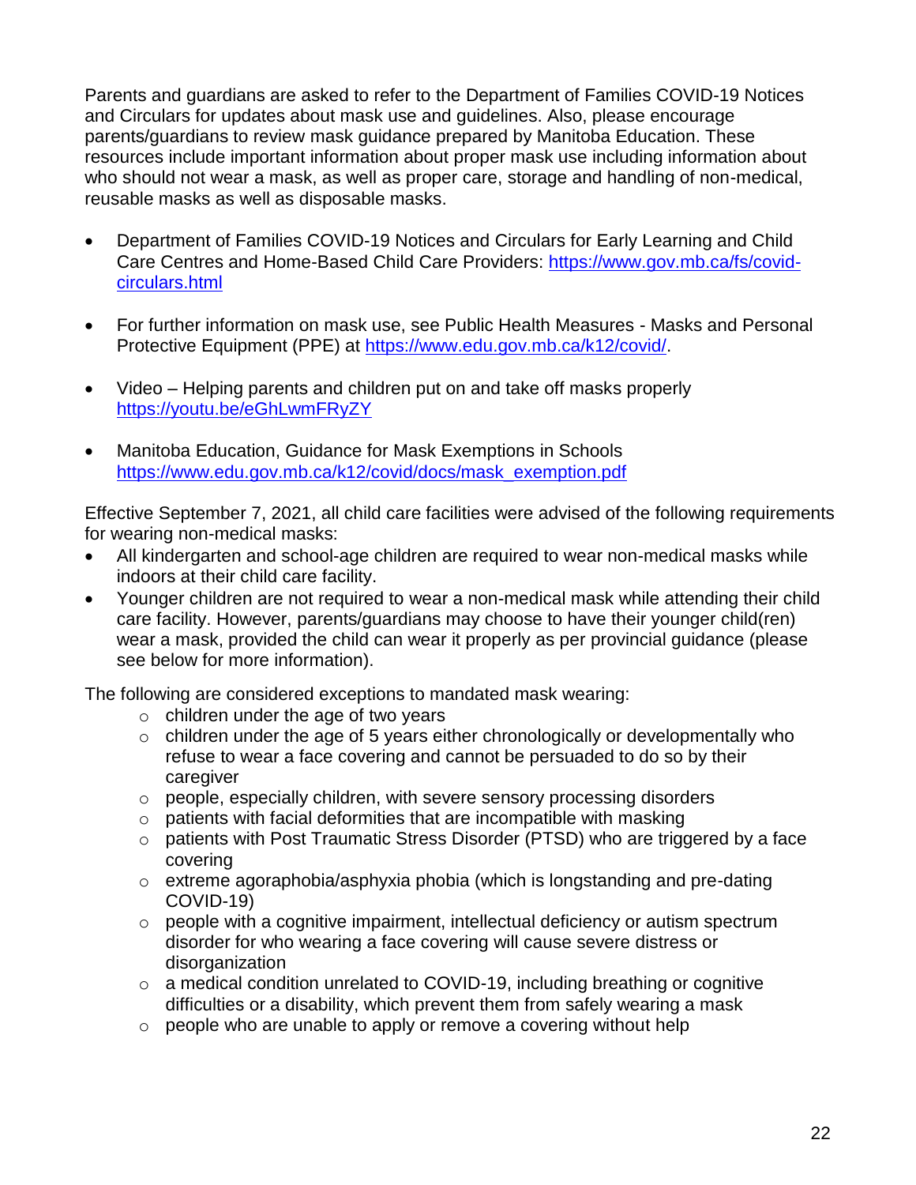Parents and guardians are asked to refer to the Department of Families COVID-19 Notices and Circulars for updates about mask use and guidelines. Also, please encourage parents/guardians to review mask guidance prepared by Manitoba Education. These resources include important information about proper mask use including information about who should not wear a mask, as well as proper care, storage and handling of non-medical, reusable masks as well as disposable masks.

- Department of Families COVID-19 Notices and Circulars for Early Learning and Child Care Centres and Home-Based Child Care Providers: https://www.gov.mb.ca/fs/covid-circulars.html

- For further information on mask use, see Public Health Measures - Masks and Personal Protective Equipment (PPE) at https://www.edu.gov.mb.ca/k12/covid/.

- Video – Helping parents and children put on and take off masks properly https://youtu.be/eGhLwmFRyZY

- Manitoba Education, Guidance for Mask Exemptions in Schools https://www.edu.gov.mb.ca/k12/covid/docs/mask_exemption.pdf

Effective September 7, 2021, all child care facilities were advised of the following requirements for wearing non-medical masks:

- All kindergarten and school-age children are required to wear non-medical masks while indoors at their child care facility.
- Younger children are not required to wear a non-medical mask while attending their child care facility. However, parents/guardians may choose to have their younger child(ren) wear a mask, provided the child can wear it properly as per provincial guidance (please see below for more information).

The following are considered exceptions to mandated mask wearing:

- children under the age of two years
- children under the age of 5 years either chronologically or developmentally who refuse to wear a face covering and cannot be persuaded to do so by their caregiver
- people, especially children, with severe sensory processing disorders
- patients with facial deformities that are incompatible with masking
- patients with Post Traumatic Stress Disorder (PTSD) who are triggered by a face covering
- extreme agoraphobia/asphyxia phobia (which is longstanding and pre-dating COVID-19)
- people with a cognitive impairment, intellectual deficiency or autism spectrum disorder for who wearing a face covering will cause severe distress or disorganization
- a medical condition unrelated to COVID-19, including breathing or cognitive difficulties or a disability, which prevent them from safely wearing a mask
- people who are unable to apply or remove a covering without help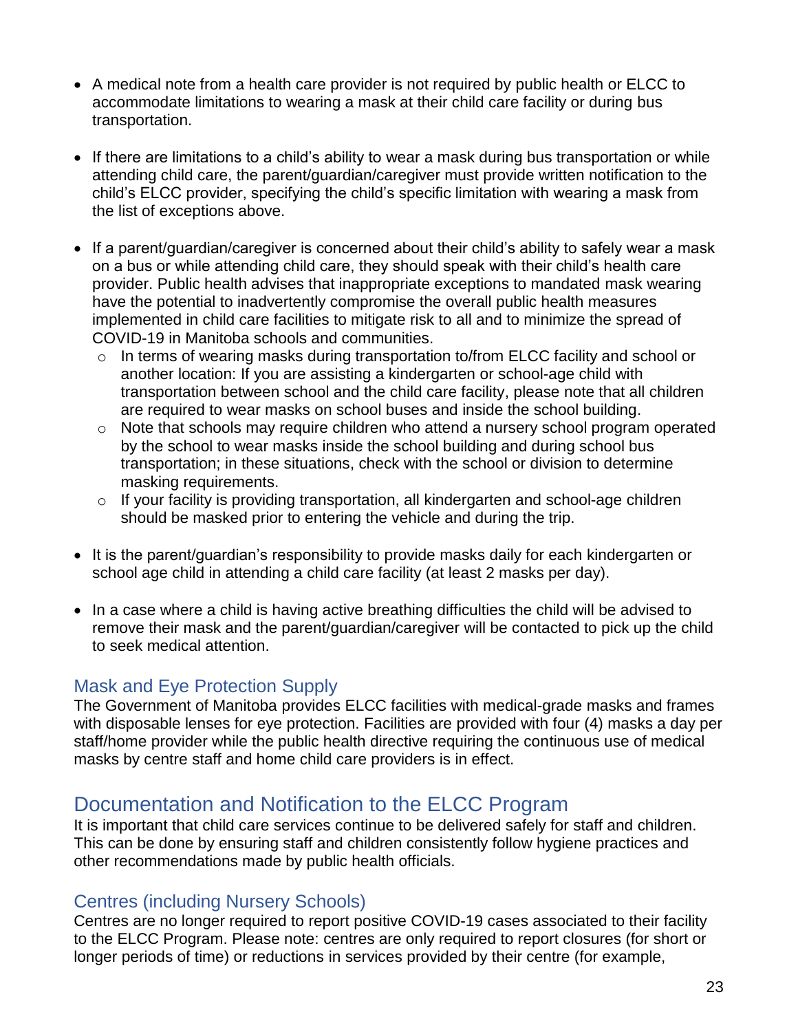- A medical note from a health care provider is not required by public health or ELCC to accommodate limitations to wearing a mask at their child care facility or during bus transportation.

- If there are limitations to a child's ability to wear a mask during bus transportation or while attending child care, the parent/guardian/caregiver must provide written notification to the child's ELCC provider, specifying the child's specific limitation with wearing a mask from the list of exceptions above.

- If a parent/guardian/caregiver is concerned about their child's ability to safely wear a mask on a bus or while attending child care, they should speak with their child's health care provider. Public health advises that inappropriate exceptions to mandated mask wearing have the potential to inadvertently compromise the overall public health measures implemented in child care facilities to mitigate risk to all and to minimize the spread of COVID-19 in Manitoba schools and communities.
  - In terms of wearing masks during transportation to/from ELCC facility and school or another location: If you are assisting a kindergarten or school-age child with transportation between school and the child care facility, please note that all children are required to wear masks on school buses and inside the school building.
  - Note that schools may require children who attend a nursery school program operated by the school to wear masks inside the school building and during school bus transportation; in these situations, check with the school or division to determine masking requirements.
  - If your facility is providing transportation, all kindergarten and school-age children should be masked prior to entering the vehicle and during the trip.

- It is the parent/guardian's responsibility to provide masks daily for each kindergarten or school age child in attending a child care facility (at least 2 masks per day).

- In a case where a child is having active breathing difficulties the child will be advised to remove their mask and the parent/guardian/caregiver will be contacted to pick up the child to seek medical attention.

### Mask and Eye Protection Supply

The Government of Manitoba provides ELCC facilities with medical-grade masks and frames with disposable lenses for eye protection. Facilities are provided with four (4) masks a day per staff/home provider while the public health directive requiring the continuous use of medical masks by centre staff and home child care providers is in effect.

## Documentation and Notification to the ELCC Program

It is important that child care services continue to be delivered safely for staff and children. This can be done by ensuring staff and children consistently follow hygiene practices and other recommendations made by public health officials.

### Centres (including Nursery Schools)

Centres are no longer required to report positive COVID-19 cases associated to their facility to the ELCC Program. Please note: centres are only required to report closures (for short or longer periods of time) or reductions in services provided by their centre (for example,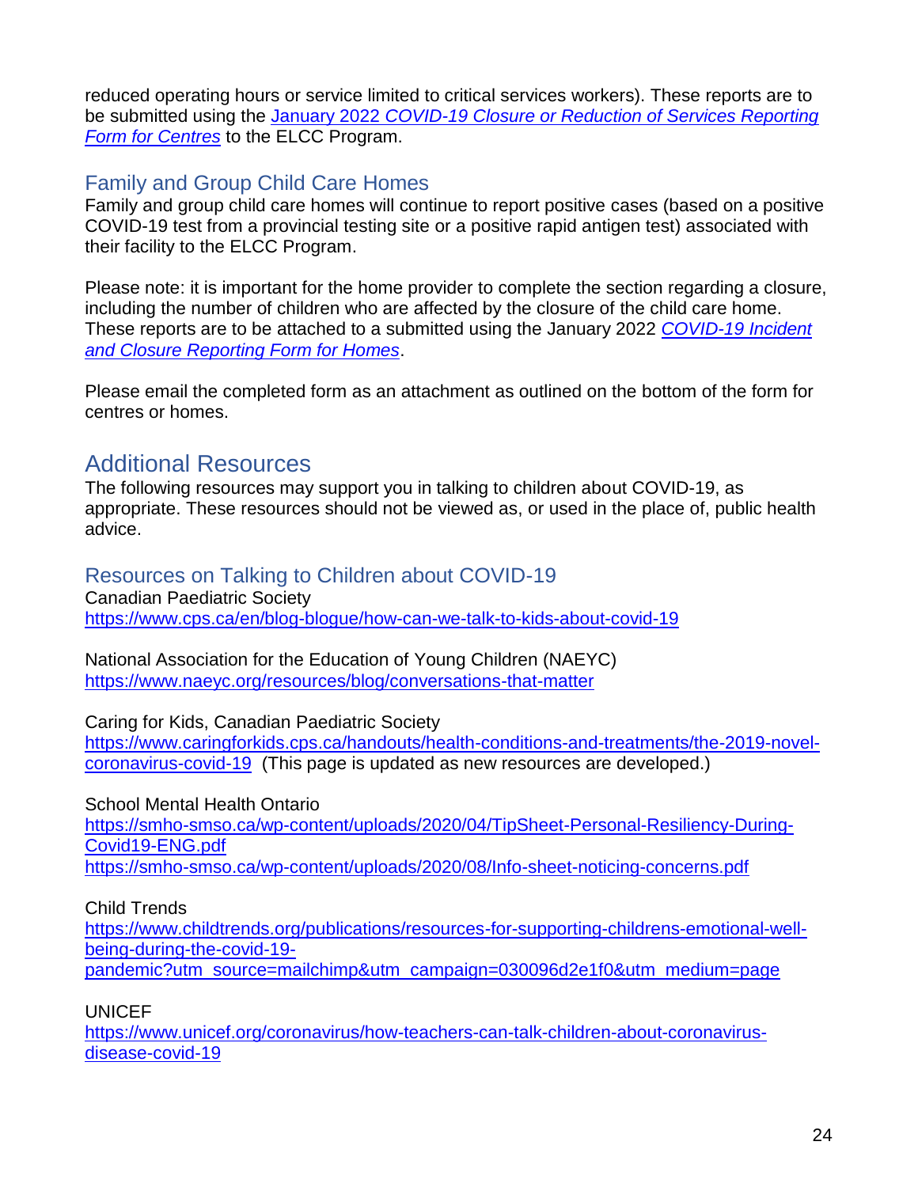reduced operating hours or service limited to critical services workers). These reports are to be submitted using the [January 2022 *COVID-19 Closure or Reduction of Services Reporting Form for Centres*] to the ELCC Program.

### Family and Group Child Care Homes

Family and group child care homes will continue to report positive cases (based on a positive COVID-19 test from a provincial testing site or a positive rapid antigen test) associated with their facility to the ELCC Program.

Please note: it is important for the home provider to complete the section regarding a closure, including the number of children who are affected by the closure of the child care home. These reports are to be attached to a submitted using the January 2022 [*COVID-19 Incident and Closure Reporting Form for Homes*].

Please email the completed form as an attachment as outlined on the bottom of the form for centres or homes.

## Additional Resources

The following resources may support you in talking to children about COVID-19, as appropriate. These resources should not be viewed as, or used in the place of, public health advice.

### Resources on Talking to Children about COVID-19

Canadian Paediatric Society
https://www.cps.ca/en/blog-blogue/how-can-we-talk-to-kids-about-covid-19

National Association for the Education of Young Children (NAEYC)
https://www.naeyc.org/resources/blog/conversations-that-matter

Caring for Kids, Canadian Paediatric Society
https://www.caringforkids.cps.ca/handouts/health-conditions-and-treatments/the-2019-novel-coronavirus-covid-19 (This page is updated as new resources are developed.)

School Mental Health Ontario
https://smho-smso.ca/wp-content/uploads/2020/04/TipSheet-Personal-Resiliency-During-Covid19-ENG.pdf
https://smho-smso.ca/wp-content/uploads/2020/08/Info-sheet-noticing-concerns.pdf

Child Trends
https://www.childtrends.org/publications/resources-for-supporting-childrens-emotional-well-being-during-the-covid-19-pandemic?utm_source=mailchimp&utm_campaign=030096d2e1f0&utm_medium=page

UNICEF
https://www.unicef.org/coronavirus/how-teachers-can-talk-children-about-coronavirus-disease-covid-19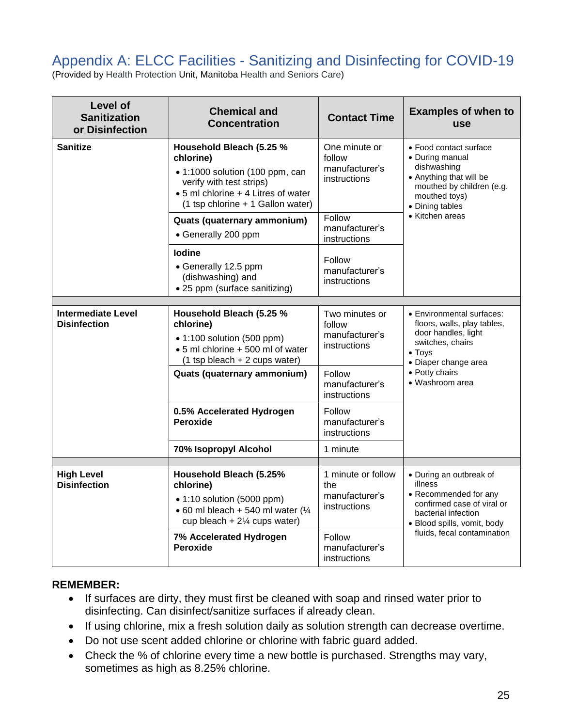## Appendix A: ELCC Facilities - Sanitizing and Disinfecting for COVID-19

(Provided by Health Protection Unit, Manitoba Health and Seniors Care)

| Level of Sanitization or Disinfection | Chemical and Concentration | Contact Time | Examples of when to use |
|---|---|---|---|
| **Sanitize** | **Household Bleach (5.25 % chlorine)**<br>• 1:1000 solution (100 ppm, can verify with test strips)<br>• 5 ml chlorine + 4 Litres of water (1 tsp chlorine + 1 Gallon water) | One minute or follow manufacturer's instructions | • Food contact surface<br>• During manual dishwashing<br>• Anything that will be mouthed by children (e.g. mouthed toys)<br>• Dining tables<br>• Kitchen areas |
| | **Quats (quaternary ammonium)**<br>• Generally 200 ppm | Follow manufacturer's instructions | |
| | **Iodine**<br>• Generally 12.5 ppm (dishwashing) and<br>• 25 ppm (surface sanitizing) | Follow manufacturer's instructions | |
| **Intermediate Level Disinfection** | **Household Bleach (5.25 % chlorine)**<br>• 1:100 solution (500 ppm)<br>• 5 ml chlorine + 500 ml of water (1 tsp bleach + 2 cups water) | Two minutes or follow manufacturer's instructions | • Environmental surfaces: floors, walls, play tables, door handles, light switches, chairs<br>• Toys<br>• Diaper change area<br>• Potty chairs<br>• Washroom area |
| | **Quats (quaternary ammonium)** | Follow manufacturer's instructions | |
| | **0.5% Accelerated Hydrogen Peroxide** | Follow manufacturer's instructions | |
| | **70% Isopropyl Alcohol** | 1 minute | |
| **High Level Disinfection** | **Household Bleach (5.25% chlorine)**<br>• 1:10 solution (5000 ppm)<br>• 60 ml bleach + 540 ml water (¼ cup bleach + 2¼ cups water) | 1 minute or follow the manufacturer's instructions | • During an outbreak of illness<br>• Recommended for any confirmed case of viral or bacterial infection<br>• Blood spills, vomit, body fluids, fecal contamination |
| | **7% Accelerated Hydrogen Peroxide** | Follow manufacturer's instructions | |

**REMEMBER:**

- If surfaces are dirty, they must first be cleaned with soap and rinsed water prior to disinfecting. Can disinfect/sanitize surfaces if already clean.
- If using chlorine, mix a fresh solution daily as solution strength can decrease overtime.
- Do not use scent added chlorine or chlorine with fabric guard added.
- Check the % of chlorine every time a new bottle is purchased. Strengths may vary, sometimes as high as 8.25% chlorine.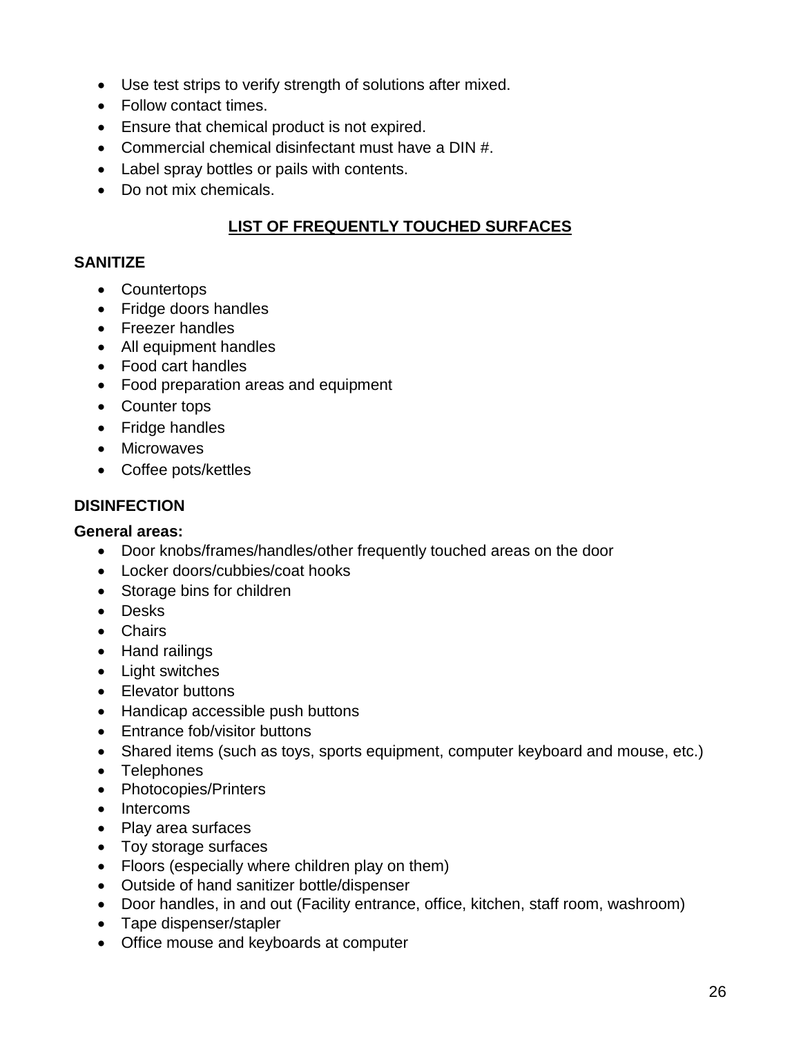- Use test strips to verify strength of solutions after mixed.
- Follow contact times.
- Ensure that chemical product is not expired.
- Commercial chemical disinfectant must have a DIN #.
- Label spray bottles or pails with contents.
- Do not mix chemicals.

## LIST OF FREQUENTLY TOUCHED SURFACES

### SANITIZE

- Countertops
- Fridge doors handles
- Freezer handles
- All equipment handles
- Food cart handles
- Food preparation areas and equipment
- Counter tops
- Fridge handles
- Microwaves
- Coffee pots/kettles

### DISINFECTION

**General areas:**

- Door knobs/frames/handles/other frequently touched areas on the door
- Locker doors/cubbies/coat hooks
- Storage bins for children
- Desks
- Chairs
- Hand railings
- Light switches
- Elevator buttons
- Handicap accessible push buttons
- Entrance fob/visitor buttons
- Shared items (such as toys, sports equipment, computer keyboard and mouse, etc.)
- Telephones
- Photocopies/Printers
- Intercoms
- Play area surfaces
- Toy storage surfaces
- Floors (especially where children play on them)
- Outside of hand sanitizer bottle/dispenser
- Door handles, in and out (Facility entrance, office, kitchen, staff room, washroom)
- Tape dispenser/stapler
- Office mouse and keyboards at computer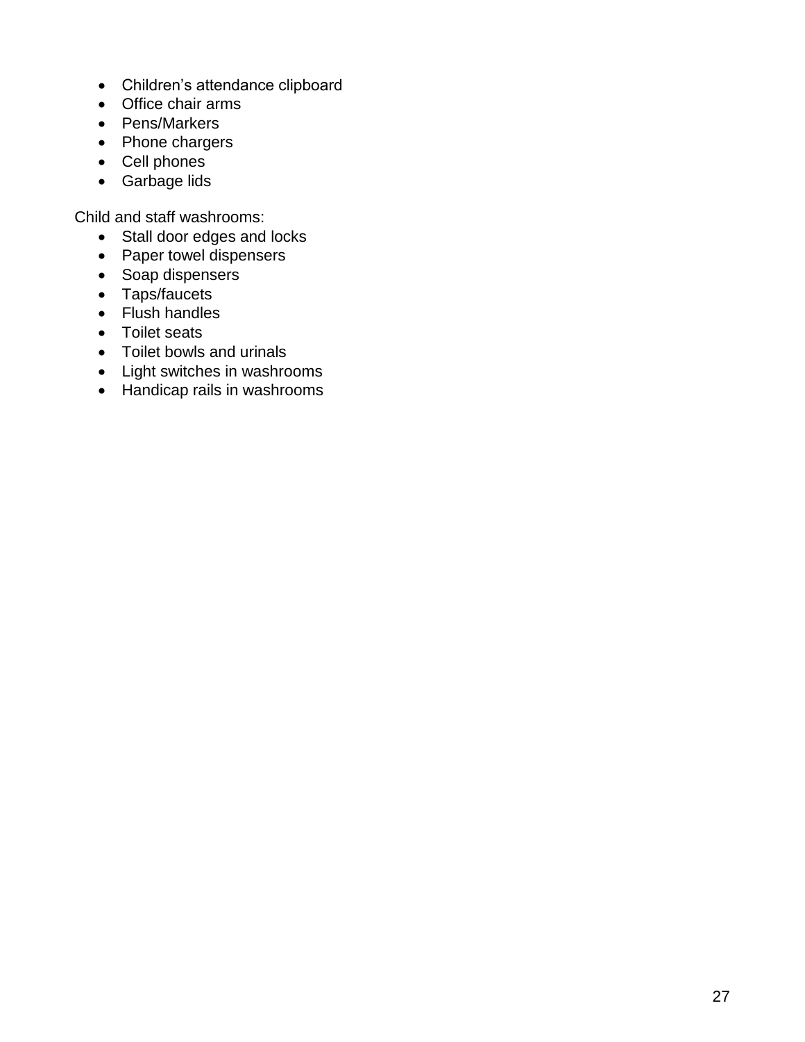- Children's attendance clipboard
- Office chair arms
- Pens/Markers
- Phone chargers
- Cell phones
- Garbage lids

Child and staff washrooms:

- Stall door edges and locks
- Paper towel dispensers
- Soap dispensers
- Taps/faucets
- Flush handles
- Toilet seats
- Toilet bowls and urinals
- Light switches in washrooms
- Handicap rails in washrooms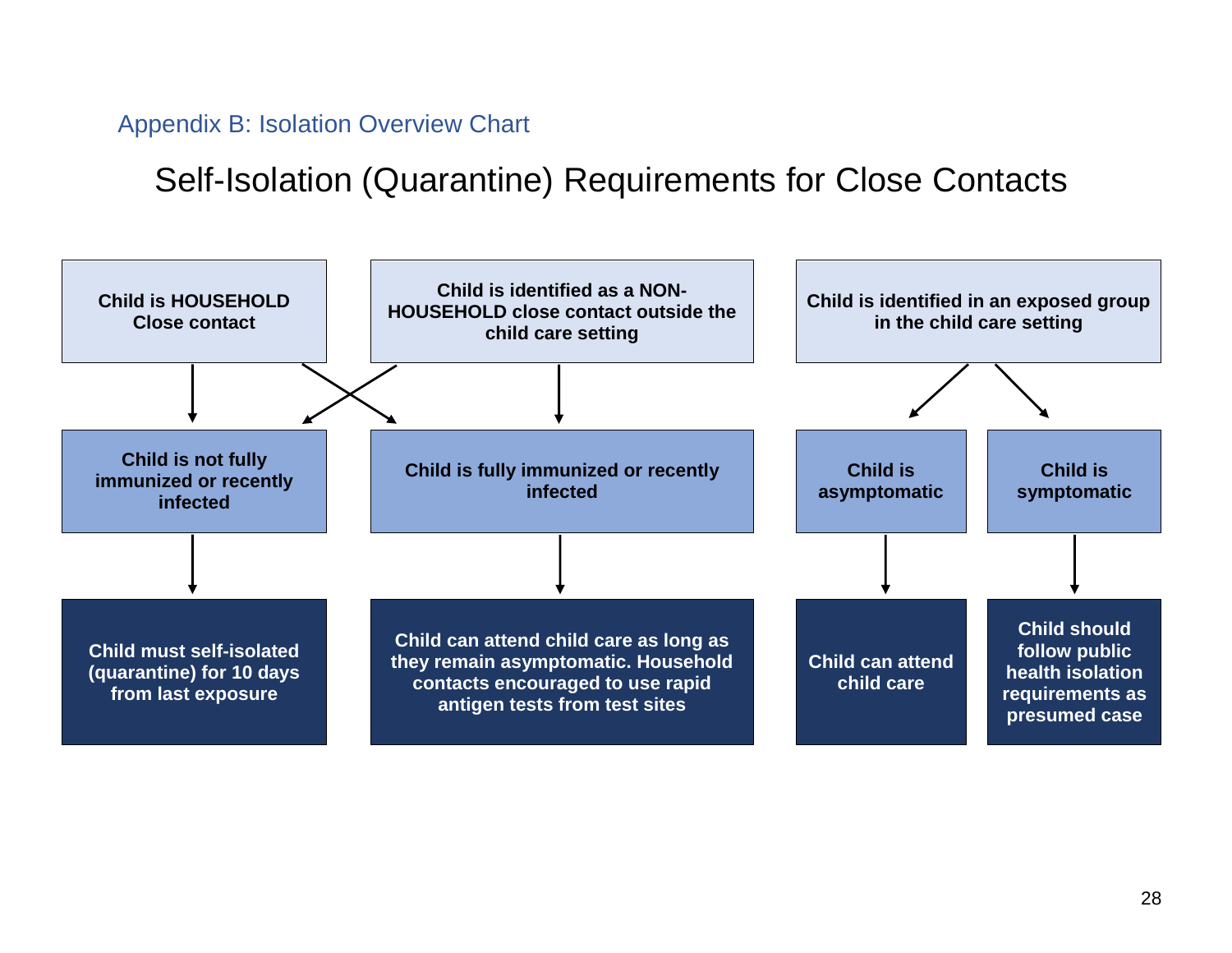## Appendix B: Isolation Overview Chart

# Self-Isolation (Quarantine) Requirements for Close Contacts

**Child is HOUSEHOLD Close contact**

- → Child is not fully immunized or recently infected → Child must self-isolated (quarantine) for 10 days from last exposure
- → Child is fully immunized or recently infected → Child can attend child care as long as they remain asymptomatic. Household contacts encouraged to use rapid antigen tests from test sites

**Child is identified as a NON-HOUSEHOLD close contact outside the child care setting**

- → Child is not fully immunized or recently infected → Child must self-isolated (quarantine) for 10 days from last exposure
- → Child is fully immunized or recently infected → Child can attend child care as long as they remain asymptomatic. Household contacts encouraged to use rapid antigen tests from test sites

**Child is identified in an exposed group in the child care setting**

- → Child is asymptomatic → Child can attend child care
- → Child is symptomatic → Child should follow public health isolation requirements as presumed case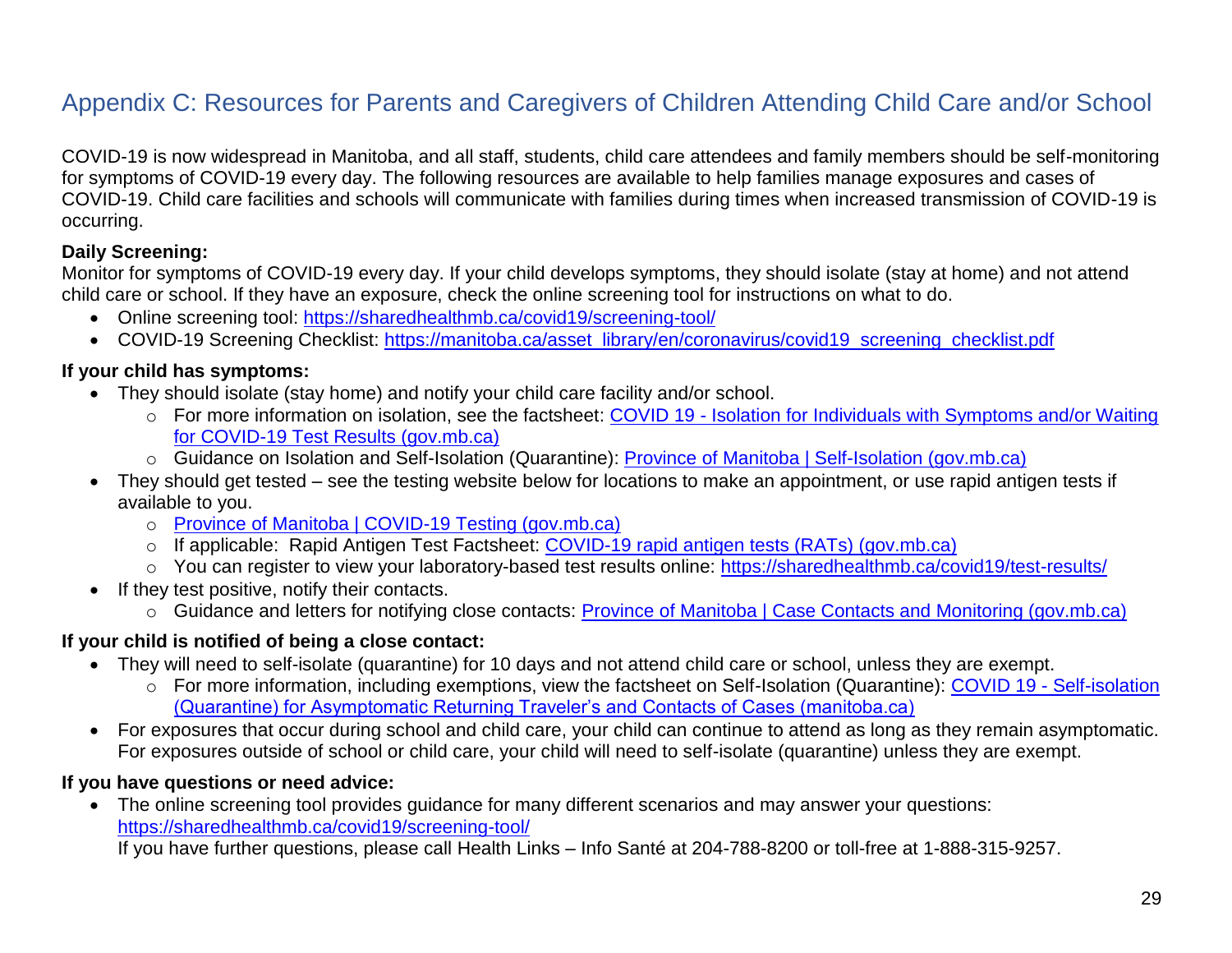## Appendix C: Resources for Parents and Caregivers of Children Attending Child Care and/or School

COVID-19 is now widespread in Manitoba, and all staff, students, child care attendees and family members should be self-monitoring for symptoms of COVID-19 every day. The following resources are available to help families manage exposures and cases of COVID-19. Child care facilities and schools will communicate with families during times when increased transmission of COVID-19 is occurring.

**Daily Screening:**
Monitor for symptoms of COVID-19 every day. If your child develops symptoms, they should isolate (stay at home) and not attend child care or school. If they have an exposure, check the online screening tool for instructions on what to do.

- Online screening tool: https://sharedhealthmb.ca/covid19/screening-tool/
- COVID-19 Screening Checklist: https://manitoba.ca/asset_library/en/coronavirus/covid19_screening_checklist.pdf

**If your child has symptoms:**

- They should isolate (stay home) and notify your child care facility and/or school.
  - For more information on isolation, see the factsheet: COVID 19 - Isolation for Individuals with Symptoms and/or Waiting for COVID-19 Test Results (gov.mb.ca)
  - Guidance on Isolation and Self-Isolation (Quarantine): Province of Manitoba | Self-Isolation (gov.mb.ca)
- They should get tested – see the testing website below for locations to make an appointment, or use rapid antigen tests if available to you.
  - Province of Manitoba | COVID-19 Testing (gov.mb.ca)
  - If applicable: Rapid Antigen Test Factsheet: COVID-19 rapid antigen tests (RATs) (gov.mb.ca)
  - You can register to view your laboratory-based test results online: https://sharedhealthmb.ca/covid19/test-results/
- If they test positive, notify their contacts.
  - Guidance and letters for notifying close contacts: Province of Manitoba | Case Contacts and Monitoring (gov.mb.ca)

**If your child is notified of being a close contact:**

- They will need to self-isolate (quarantine) for 10 days and not attend child care or school, unless they are exempt.
  - For more information, including exemptions, view the factsheet on Self-Isolation (Quarantine): COVID 19 - Self-isolation (Quarantine) for Asymptomatic Returning Traveler's and Contacts of Cases (manitoba.ca)
- For exposures that occur during school and child care, your child can continue to attend as long as they remain asymptomatic. For exposures outside of school or child care, your child will need to self-isolate (quarantine) unless they are exempt.

**If you have questions or need advice:**

- The online screening tool provides guidance for many different scenarios and may answer your questions: https://sharedhealthmb.ca/covid19/screening-tool/
  If you have further questions, please call Health Links – Info Santé at 204-788-8200 or toll-free at 1-888-315-9257.